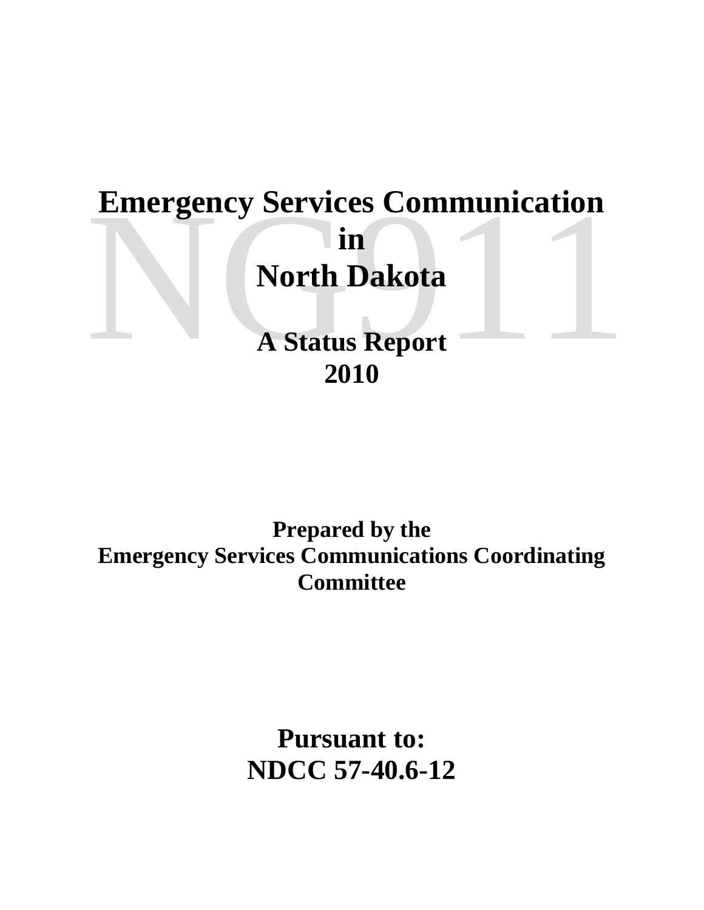# Emergency Services Communication in North Dakota

NG911

## A Status Report 2010

**Prepared by the Emergency Services Communications Coordinating Committee**

## Pursuant to: NDCC 57-40.6-12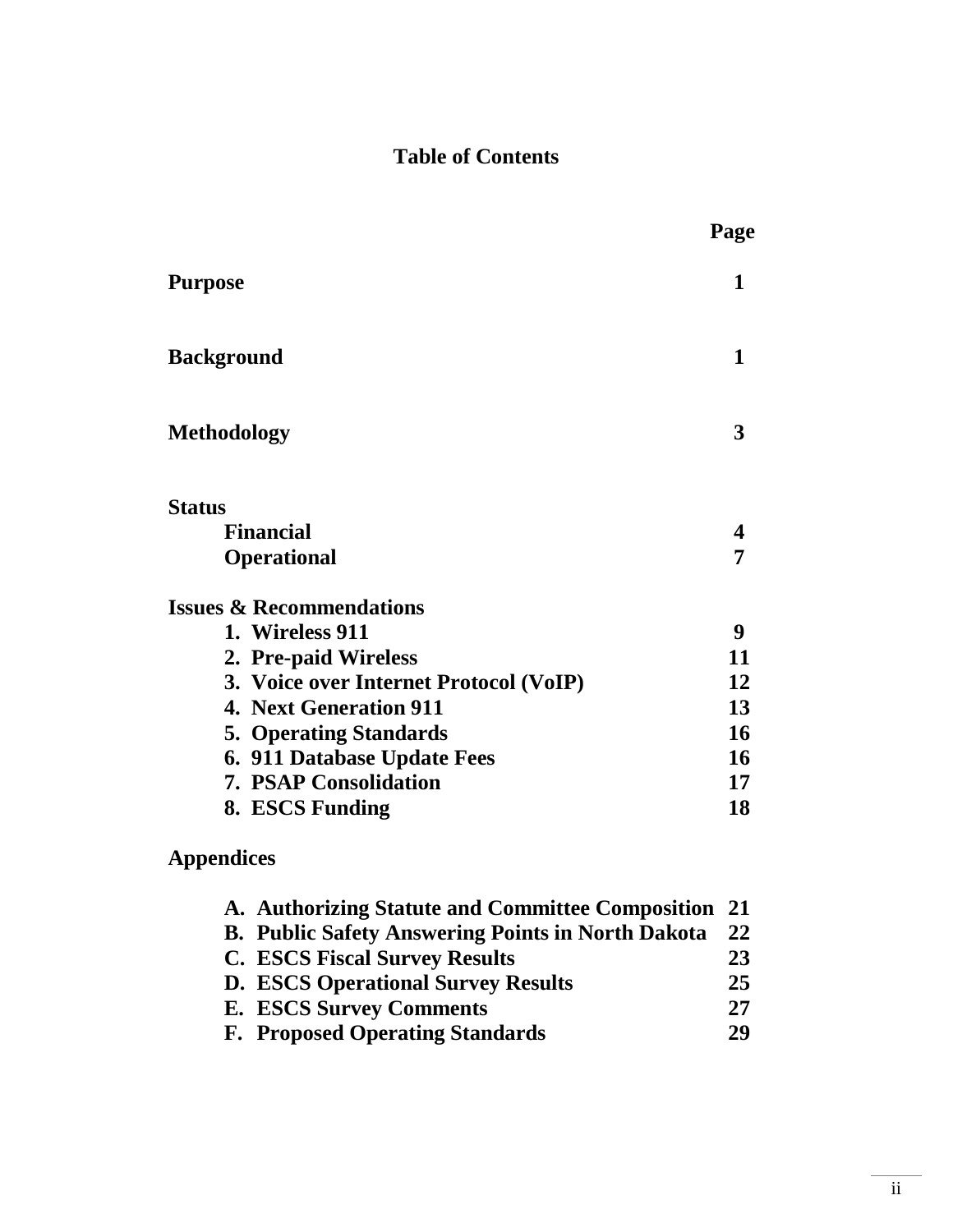# Table of Contents

| | Page |
|---|---|
| **Purpose** | **1** |
| **Background** | **1** |
| **Methodology** | **3** |
| **Status** | |
| **Financial** | **4** |
| **Operational** | **7** |
| **Issues & Recommendations** | |
| **1. Wireless 911** | **9** |
| **2. Pre-paid Wireless** | **11** |
| **3. Voice over Internet Protocol (VoIP)** | **12** |
| **4. Next Generation 911** | **13** |
| **5. Operating Standards** | **16** |
| **6. 911 Database Update Fees** | **16** |
| **7. PSAP Consolidation** | **17** |
| **8. ESCS Funding** | **18** |
| **Appendices** | |
| **A. Authorizing Statute and Committee Composition** | **21** |
| **B. Public Safety Answering Points in North Dakota** | **22** |
| **C. ESCS Fiscal Survey Results** | **23** |
| **D. ESCS Operational Survey Results** | **25** |
| **E. ESCS Survey Comments** | **27** |
| **F. Proposed Operating Standards** | **29** |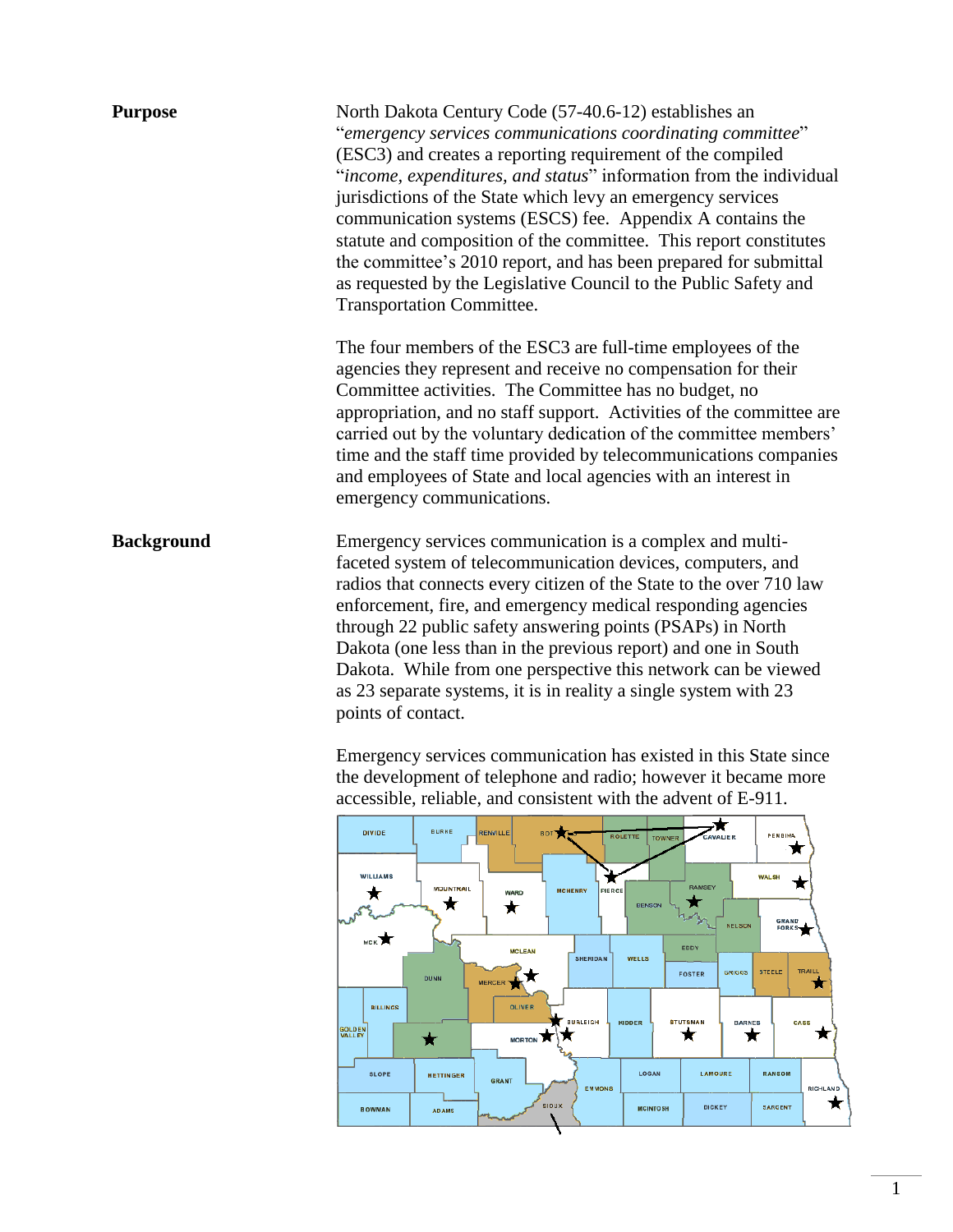**Purpose**

North Dakota Century Code (57-40.6-12) establishes an "*emergency services communications coordinating committee*" (ESC3) and creates a reporting requirement of the compiled "*income, expenditures, and status*" information from the individual jurisdictions of the State which levy an emergency services communication systems (ESCS) fee. Appendix A contains the statute and composition of the committee. This report constitutes the committee's 2010 report, and has been prepared for submittal as requested by the Legislative Council to the Public Safety and Transportation Committee.

The four members of the ESC3 are full-time employees of the agencies they represent and receive no compensation for their Committee activities. The Committee has no budget, no appropriation, and no staff support. Activities of the committee are carried out by the voluntary dedication of the committee members' time and the staff time provided by telecommunications companies and employees of State and local agencies with an interest in emergency communications.

**Background**

Emergency services communication is a complex and multi-faceted system of telecommunication devices, computers, and radios that connects every citizen of the State to the over 710 law enforcement, fire, and emergency medical responding agencies through 22 public safety answering points (PSAPs) in North Dakota (one less than in the previous report) and one in South Dakota. While from one perspective this network can be viewed as 23 separate systems, it is in reality a single system with 23 points of contact.

Emergency services communication has existed in this State since the development of telephone and radio; however it became more accessible, reliable, and consistent with the advent of E-911.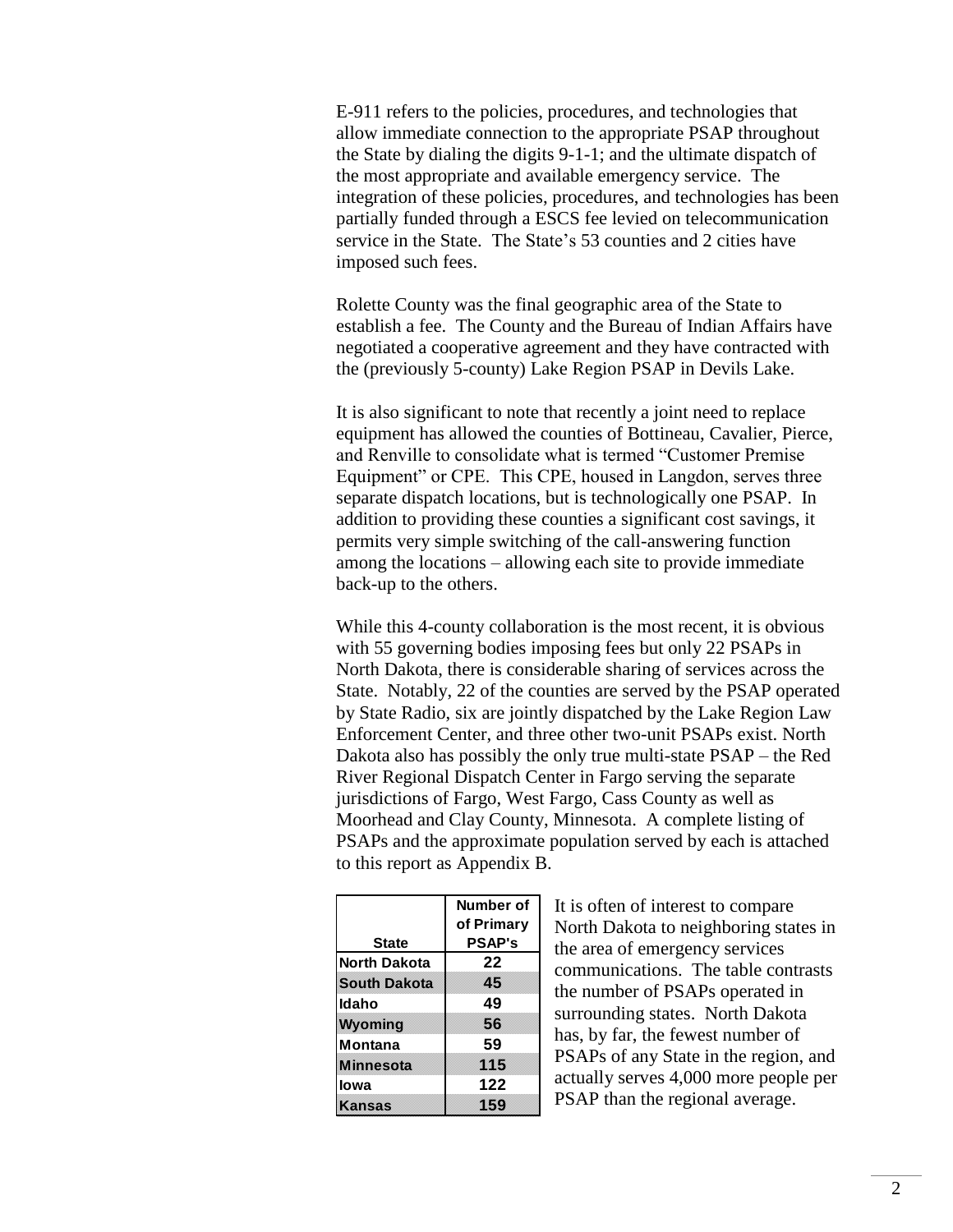E-911 refers to the policies, procedures, and technologies that allow immediate connection to the appropriate PSAP throughout the State by dialing the digits 9-1-1; and the ultimate dispatch of the most appropriate and available emergency service. The integration of these policies, procedures, and technologies has been partially funded through a ESCS fee levied on telecommunication service in the State. The State's 53 counties and 2 cities have imposed such fees.

Rolette County was the final geographic area of the State to establish a fee. The County and the Bureau of Indian Affairs have negotiated a cooperative agreement and they have contracted with the (previously 5-county) Lake Region PSAP in Devils Lake.

It is also significant to note that recently a joint need to replace equipment has allowed the counties of Bottineau, Cavalier, Pierce, and Renville to consolidate what is termed "Customer Premise Equipment" or CPE. This CPE, housed in Langdon, serves three separate dispatch locations, but is technologically one PSAP. In addition to providing these counties a significant cost savings, it permits very simple switching of the call-answering function among the locations – allowing each site to provide immediate back-up to the others.

While this 4-county collaboration is the most recent, it is obvious with 55 governing bodies imposing fees but only 22 PSAPs in North Dakota, there is considerable sharing of services across the State. Notably, 22 of the counties are served by the PSAP operated by State Radio, six are jointly dispatched by the Lake Region Law Enforcement Center, and three other two-unit PSAPs exist. North Dakota also has possibly the only true multi-state PSAP – the Red River Regional Dispatch Center in Fargo serving the separate jurisdictions of Fargo, West Fargo, Cass County as well as Moorhead and Clay County, Minnesota. A complete listing of PSAPs and the approximate population served by each is attached to this report as Appendix B.

| State | Number of of Primary PSAP's |
|---|---|
| North Dakota | 22 |
| South Dakota | 45 |
| Idaho | 49 |
| Wyoming | 56 |
| Montana | 59 |
| Minnesota | 115 |
| Iowa | 122 |
| Kansas | 159 |

It is often of interest to compare North Dakota to neighboring states in the area of emergency services communications. The table contrasts the number of PSAPs operated in surrounding states. North Dakota has, by far, the fewest number of PSAPs of any State in the region, and actually serves 4,000 more people per PSAP than the regional average.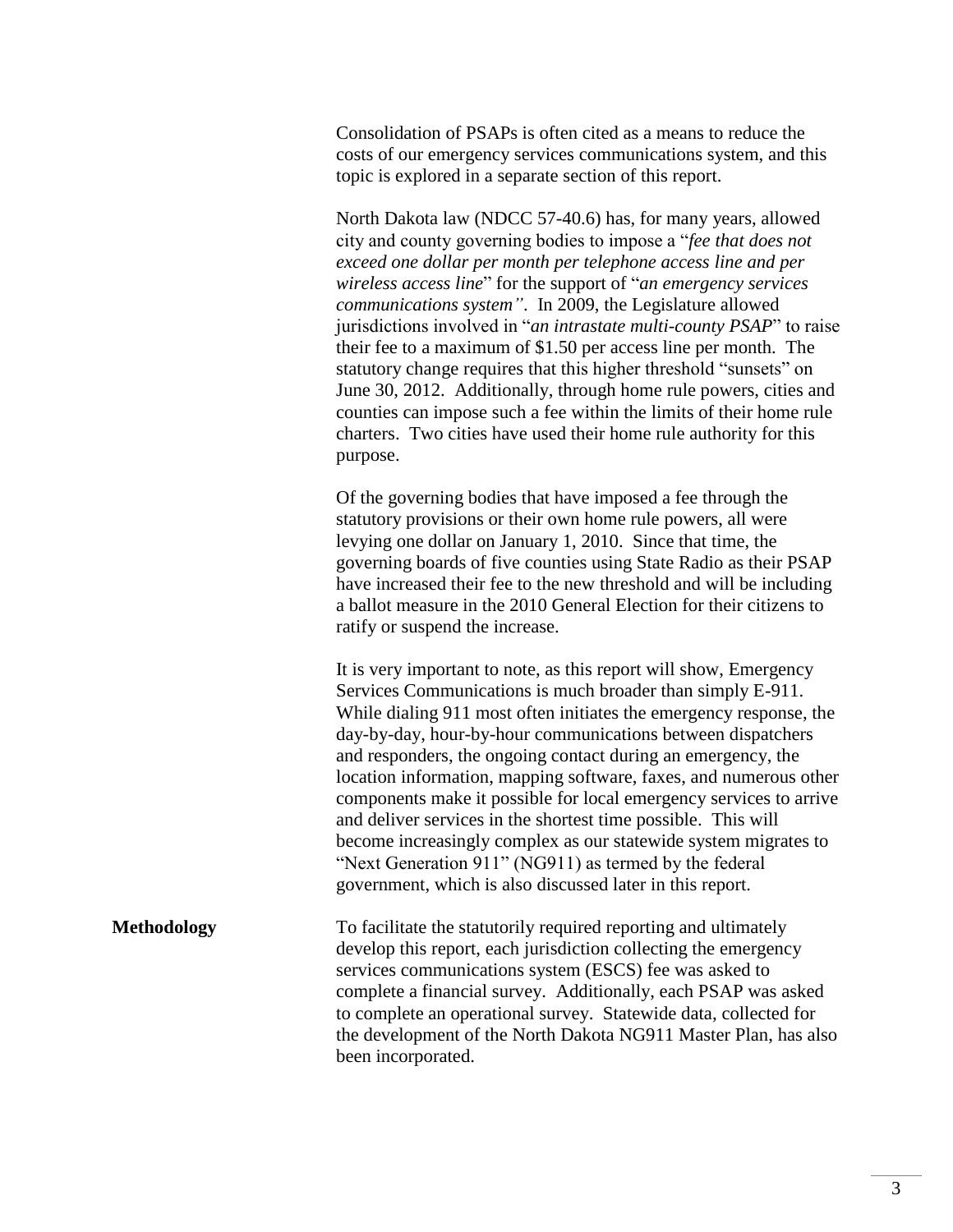Consolidation of PSAPs is often cited as a means to reduce the costs of our emergency services communications system, and this topic is explored in a separate section of this report.

North Dakota law (NDCC 57-40.6) has, for many years, allowed city and county governing bodies to impose a "*fee that does not exceed one dollar per month per telephone access line and per wireless access line*" for the support of "*an emergency services communications system"*. In 2009, the Legislature allowed jurisdictions involved in "*an intrastate multi-county PSAP*" to raise their fee to a maximum of $1.50 per access line per month. The statutory change requires that this higher threshold "sunsets" on June 30, 2012. Additionally, through home rule powers, cities and counties can impose such a fee within the limits of their home rule charters. Two cities have used their home rule authority for this purpose.

Of the governing bodies that have imposed a fee through the statutory provisions or their own home rule powers, all were levying one dollar on January 1, 2010. Since that time, the governing boards of five counties using State Radio as their PSAP have increased their fee to the new threshold and will be including a ballot measure in the 2010 General Election for their citizens to ratify or suspend the increase.

It is very important to note, as this report will show, Emergency Services Communications is much broader than simply E-911. While dialing 911 most often initiates the emergency response, the day-by-day, hour-by-hour communications between dispatchers and responders, the ongoing contact during an emergency, the location information, mapping software, faxes, and numerous other components make it possible for local emergency services to arrive and deliver services in the shortest time possible. This will become increasingly complex as our statewide system migrates to "Next Generation 911" (NG911) as termed by the federal government, which is also discussed later in this report.

**Methodology**

To facilitate the statutorily required reporting and ultimately develop this report, each jurisdiction collecting the emergency services communications system (ESCS) fee was asked to complete a financial survey. Additionally, each PSAP was asked to complete an operational survey. Statewide data, collected for the development of the North Dakota NG911 Master Plan, has also been incorporated.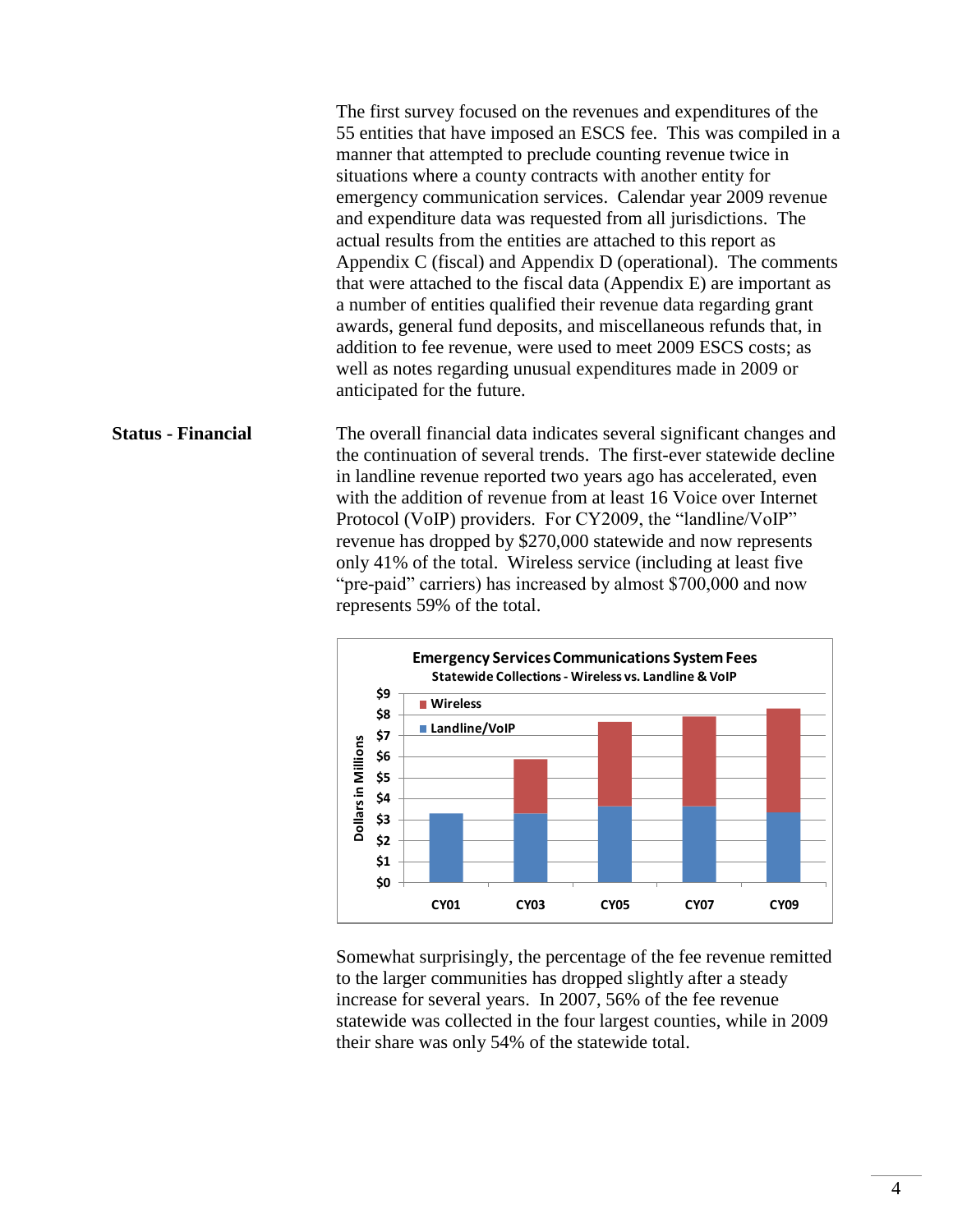The first survey focused on the revenues and expenditures of the 55 entities that have imposed an ESCS fee. This was compiled in a manner that attempted to preclude counting revenue twice in situations where a county contracts with another entity for emergency communication services. Calendar year 2009 revenue and expenditure data was requested from all jurisdictions. The actual results from the entities are attached to this report as Appendix C (fiscal) and Appendix D (operational). The comments that were attached to the fiscal data (Appendix E) are important as a number of entities qualified their revenue data regarding grant awards, general fund deposits, and miscellaneous refunds that, in addition to fee revenue, were used to meet 2009 ESCS costs; as well as notes regarding unusual expenditures made in 2009 or anticipated for the future.

**Status - Financial**

The overall financial data indicates several significant changes and the continuation of several trends. The first-ever statewide decline in landline revenue reported two years ago has accelerated, even with the addition of revenue from at least 16 Voice over Internet Protocol (VoIP) providers. For CY2009, the "landline/VoIP" revenue has dropped by $270,000 statewide and now represents only 41% of the total. Wireless service (including at least five "pre-paid" carriers) has increased by almost $700,000 and now represents 59% of the total.

**Emergency Services Communications System Fees**
Statewide Collections - Wireless vs. Landline & VoIP

Somewhat surprisingly, the percentage of the fee revenue remitted to the larger communities has dropped slightly after a steady increase for several years. In 2007, 56% of the fee revenue statewide was collected in the four largest counties, while in 2009 their share was only 54% of the statewide total.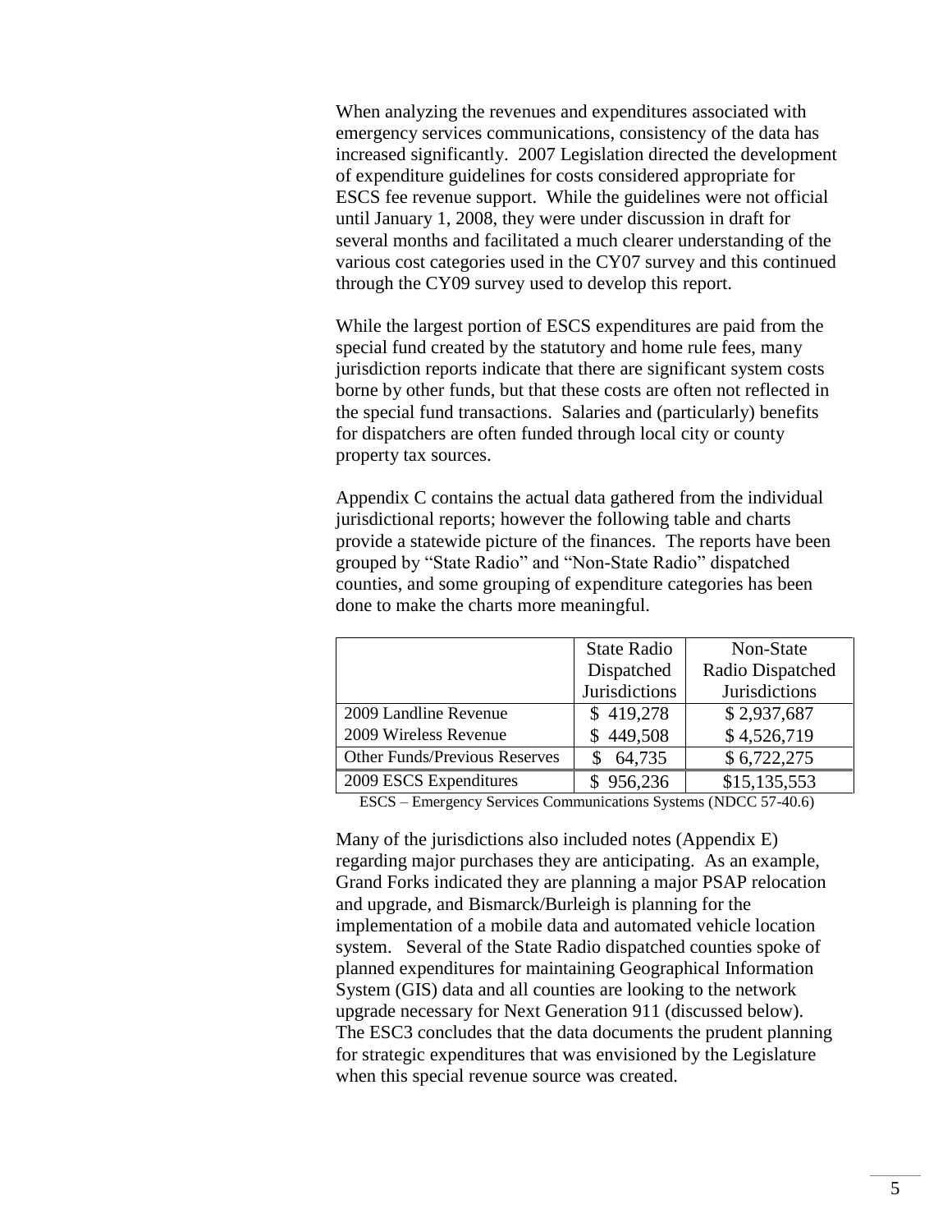When analyzing the revenues and expenditures associated with emergency services communications, consistency of the data has increased significantly. 2007 Legislation directed the development of expenditure guidelines for costs considered appropriate for ESCS fee revenue support. While the guidelines were not official until January 1, 2008, they were under discussion in draft for several months and facilitated a much clearer understanding of the various cost categories used in the CY07 survey and this continued through the CY09 survey used to develop this report.

While the largest portion of ESCS expenditures are paid from the special fund created by the statutory and home rule fees, many jurisdiction reports indicate that there are significant system costs borne by other funds, but that these costs are often not reflected in the special fund transactions. Salaries and (particularly) benefits for dispatchers are often funded through local city or county property tax sources.

Appendix C contains the actual data gathered from the individual jurisdictional reports; however the following table and charts provide a statewide picture of the finances. The reports have been grouped by "State Radio" and "Non-State Radio" dispatched counties, and some grouping of expenditure categories has been done to make the charts more meaningful.

| | State Radio Dispatched Jurisdictions | Non-State Radio Dispatched Jurisdictions |
|---|---|---|
| 2009 Landline Revenue | $ 419,278 | $ 2,937,687 |
| 2009 Wireless Revenue | $ 449,508 | $ 4,526,719 |
| Other Funds/Previous Reserves | $ 64,735 | $ 6,722,275 |
| 2009 ESCS Expenditures | $ 956,236 | $15,135,553 |

ESCS – Emergency Services Communications Systems (NDCC 57-40.6)

Many of the jurisdictions also included notes (Appendix E) regarding major purchases they are anticipating. As an example, Grand Forks indicated they are planning a major PSAP relocation and upgrade, and Bismarck/Burleigh is planning for the implementation of a mobile data and automated vehicle location system. Several of the State Radio dispatched counties spoke of planned expenditures for maintaining Geographical Information System (GIS) data and all counties are looking to the network upgrade necessary for Next Generation 911 (discussed below). The ESC3 concludes that the data documents the prudent planning for strategic expenditures that was envisioned by the Legislature when this special revenue source was created.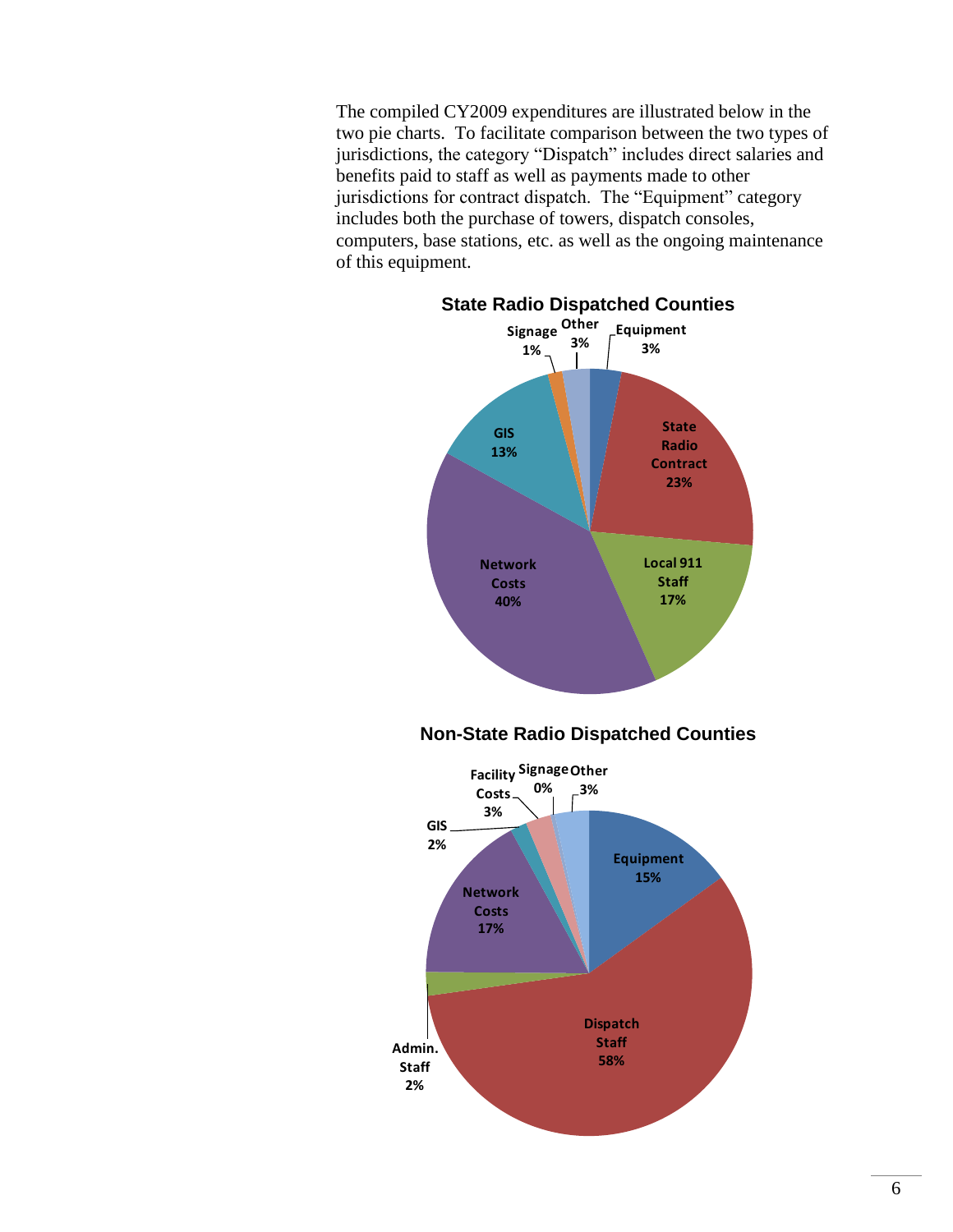The compiled CY2009 expenditures are illustrated below in the two pie charts. To facilitate comparison between the two types of jurisdictions, the category "Dispatch" includes direct salaries and benefits paid to staff as well as payments made to other jurisdictions for contract dispatch. The "Equipment" category includes both the purchase of towers, dispatch consoles, computers, base stations, etc. as well as the ongoing maintenance of this equipment.

**State Radio Dispatched Counties**

| Category | Percent |
|---|---|
| Equipment | 3% |
| State Radio Contract | 23% |
| Local 911 Staff | 17% |
| Network Costs | 40% |
| GIS | 13% |
| Signage | 1% |
| Other | 3% |

**Non-State Radio Dispatched Counties**

| Category | Percent |
|---|---|
| Equipment | 15% |
| Dispatch Staff | 58% |
| Admin. Staff | 2% |
| Network Costs | 17% |
| GIS | 2% |
| Facility Costs | 3% |
| Signage | 0% |
| Other | 3% |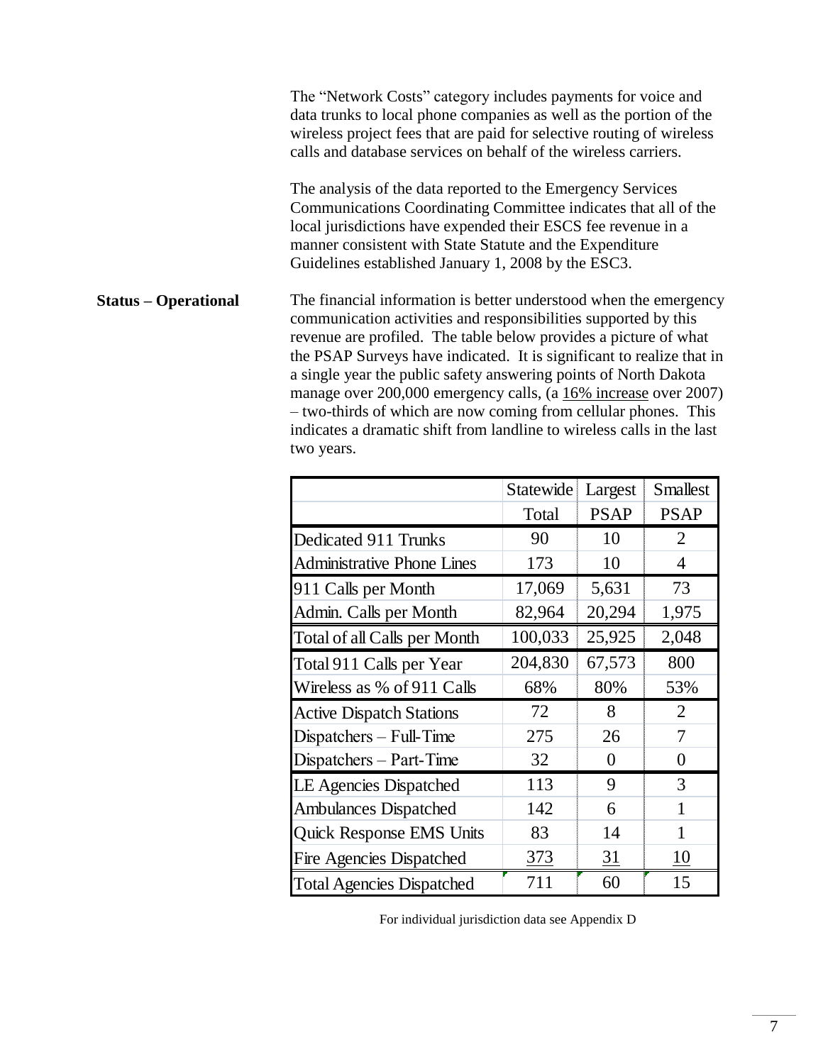The "Network Costs" category includes payments for voice and data trunks to local phone companies as well as the portion of the wireless project fees that are paid for selective routing of wireless calls and database services on behalf of the wireless carriers.

The analysis of the data reported to the Emergency Services Communications Coordinating Committee indicates that all of the local jurisdictions have expended their ESCS fee revenue in a manner consistent with State Statute and the Expenditure Guidelines established January 1, 2008 by the ESC3.

**Status – Operational**

The financial information is better understood when the emergency communication activities and responsibilities supported by this revenue are profiled. The table below provides a picture of what the PSAP Surveys have indicated. It is significant to realize that in a single year the public safety answering points of North Dakota manage over 200,000 emergency calls, (a 16% increase over 2007) – two-thirds of which are now coming from cellular phones. This indicates a dramatic shift from landline to wireless calls in the last two years.

| | Statewide Total | Largest PSAP | Smallest PSAP |
|---|---|---|---|
| Dedicated 911 Trunks | 90 | 10 | 2 |
| Administrative Phone Lines | 173 | 10 | 4 |
| 911 Calls per Month | 17,069 | 5,631 | 73 |
| Admin. Calls per Month | 82,964 | 20,294 | 1,975 |
| Total of all Calls per Month | 100,033 | 25,925 | 2,048 |
| Total 911 Calls per Year | 204,830 | 67,573 | 800 |
| Wireless as % of 911 Calls | 68% | 80% | 53% |
| Active Dispatch Stations | 72 | 8 | 2 |
| Dispatchers – Full-Time | 275 | 26 | 7 |
| Dispatchers – Part-Time | 32 | 0 | 0 |
| LE Agencies Dispatched | 113 | 9 | 3 |
| Ambulances Dispatched | 142 | 6 | 1 |
| Quick Response EMS Units | 83 | 14 | 1 |
| Fire Agencies Dispatched | 373 | 31 | 10 |
| Total Agencies Dispatched | 711 | 60 | 15 |

For individual jurisdiction data see Appendix D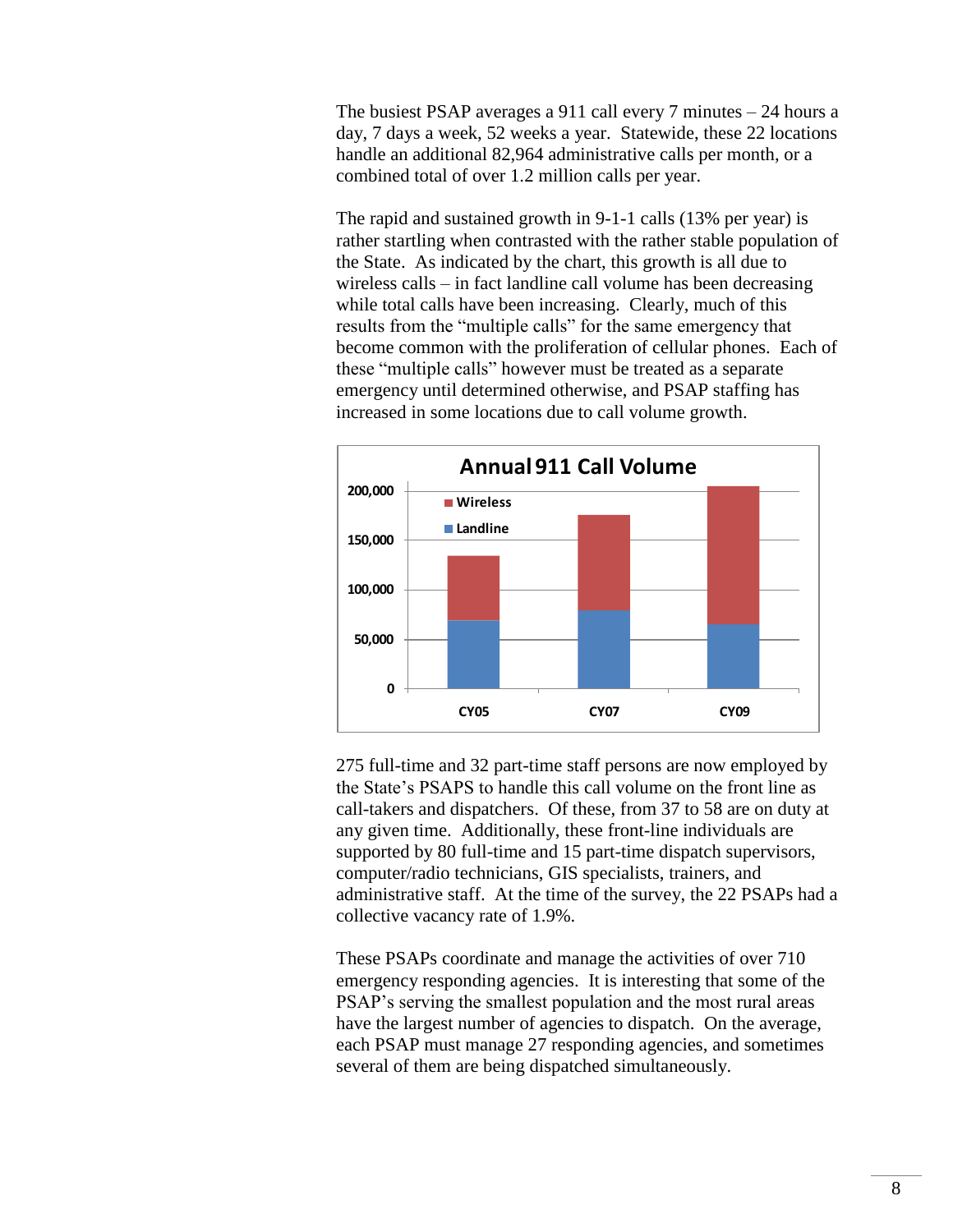The busiest PSAP averages a 911 call every 7 minutes – 24 hours a day, 7 days a week, 52 weeks a year. Statewide, these 22 locations handle an additional 82,964 administrative calls per month, or a combined total of over 1.2 million calls per year.

The rapid and sustained growth in 9-1-1 calls (13% per year) is rather startling when contrasted with the rather stable population of the State. As indicated by the chart, this growth is all due to wireless calls – in fact landline call volume has been decreasing while total calls have been increasing. Clearly, much of this results from the "multiple calls" for the same emergency that become common with the proliferation of cellular phones. Each of these "multiple calls" however must be treated as a separate emergency until determined otherwise, and PSAP staffing has increased in some locations due to call volume growth.

275 full-time and 32 part-time staff persons are now employed by the State's PSAPS to handle this call volume on the front line as call-takers and dispatchers. Of these, from 37 to 58 are on duty at any given time. Additionally, these front-line individuals are supported by 80 full-time and 15 part-time dispatch supervisors, computer/radio technicians, GIS specialists, trainers, and administrative staff. At the time of the survey, the 22 PSAPs had a collective vacancy rate of 1.9%.

These PSAPs coordinate and manage the activities of over 710 emergency responding agencies. It is interesting that some of the PSAP's serving the smallest population and the most rural areas have the largest number of agencies to dispatch. On the average, each PSAP must manage 27 responding agencies, and sometimes several of them are being dispatched simultaneously.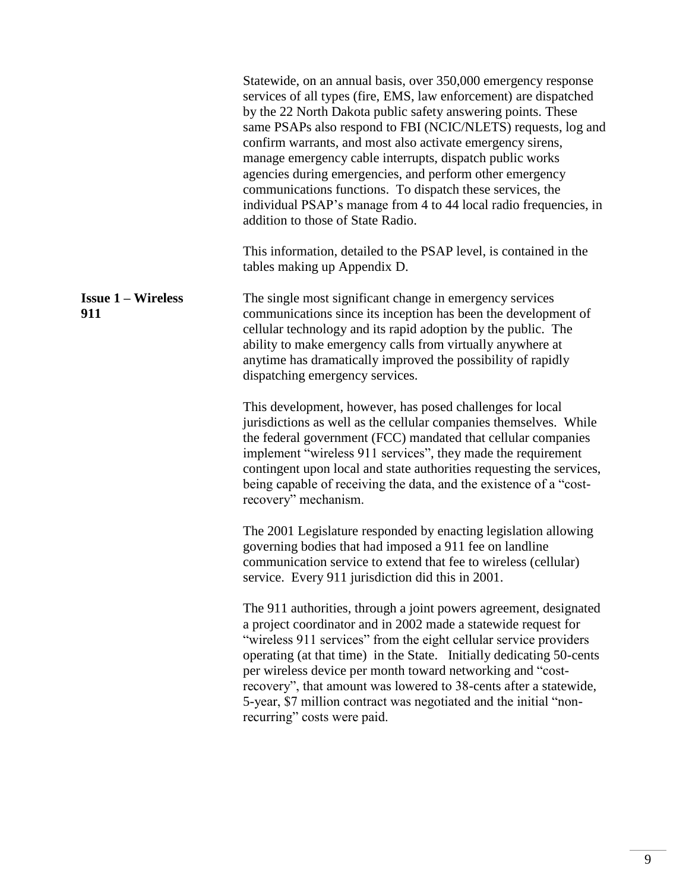Statewide, on an annual basis, over 350,000 emergency response services of all types (fire, EMS, law enforcement) are dispatched by the 22 North Dakota public safety answering points. These same PSAPs also respond to FBI (NCIC/NLETS) requests, log and confirm warrants, and most also activate emergency sirens, manage emergency cable interrupts, dispatch public works agencies during emergencies, and perform other emergency communications functions. To dispatch these services, the individual PSAP's manage from 4 to 44 local radio frequencies, in addition to those of State Radio.

This information, detailed to the PSAP level, is contained in the tables making up Appendix D.

**Issue 1 – Wireless 911**

The single most significant change in emergency services communications since its inception has been the development of cellular technology and its rapid adoption by the public. The ability to make emergency calls from virtually anywhere at anytime has dramatically improved the possibility of rapidly dispatching emergency services.

This development, however, has posed challenges for local jurisdictions as well as the cellular companies themselves. While the federal government (FCC) mandated that cellular companies implement "wireless 911 services", they made the requirement contingent upon local and state authorities requesting the services, being capable of receiving the data, and the existence of a "cost-recovery" mechanism.

The 2001 Legislature responded by enacting legislation allowing governing bodies that had imposed a 911 fee on landline communication service to extend that fee to wireless (cellular) service. Every 911 jurisdiction did this in 2001.

The 911 authorities, through a joint powers agreement, designated a project coordinator and in 2002 made a statewide request for "wireless 911 services" from the eight cellular service providers operating (at that time) in the State. Initially dedicating 50-cents per wireless device per month toward networking and "cost-recovery", that amount was lowered to 38-cents after a statewide, 5-year, $7 million contract was negotiated and the initial "non-recurring" costs were paid.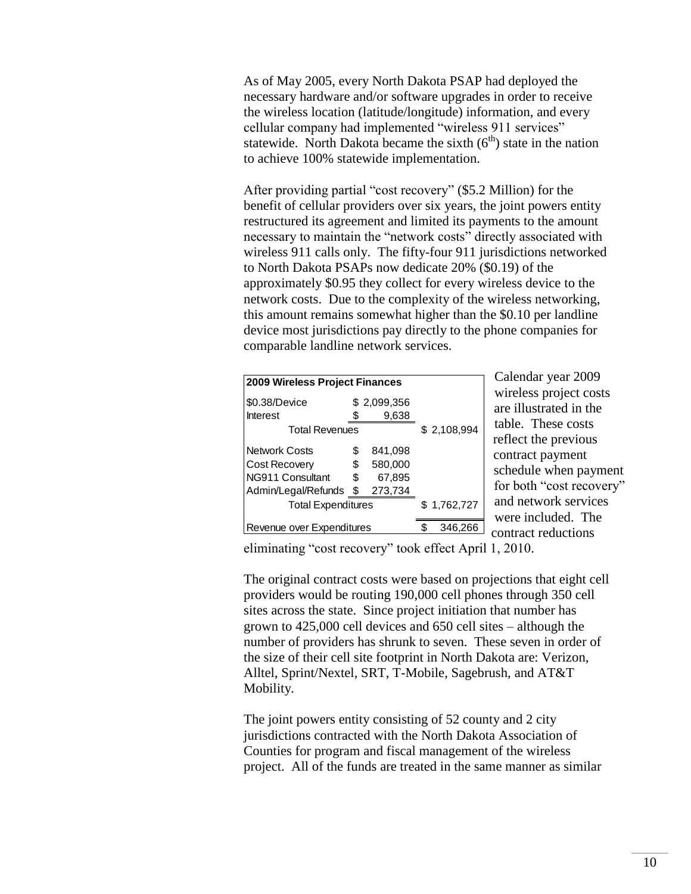As of May 2005, every North Dakota PSAP had deployed the necessary hardware and/or software upgrades in order to receive the wireless location (latitude/longitude) information, and every cellular company had implemented “wireless 911 services” statewide. North Dakota became the sixth ($6^{th}$) state in the nation to achieve 100% statewide implementation.

After providing partial “cost recovery” ($5.2 Million) for the benefit of cellular providers over six years, the joint powers entity restructured its agreement and limited its payments to the amount necessary to maintain the “network costs” directly associated with wireless 911 calls only. The fifty-four 911 jurisdictions networked to North Dakota PSAPs now dedicate 20% ($0.19) of the approximately $0.95 they collect for every wireless device to the network costs. Due to the complexity of the wireless networking, this amount remains somewhat higher than the $0.10 per landline device most jurisdictions pay directly to the phone companies for comparable landline network services.

| 2009 Wireless Project Finances | | |
|---|---|---|
| $0.38/Device | $ 2,099,356 | |
| Interest | $ 9,638 | |
| Total Revenues | | $ 2,108,994 |
| Network Costs | $ 841,098 | |
| Cost Recovery | $ 580,000 | |
| NG911 Consultant | $ 67,895 | |
| Admin/Legal/Refunds | $ 273,734 | |
| Total Expenditures | | $ 1,762,727 |
| Revenue over Expenditures | | $ 346,266 |

Calendar year 2009 wireless project costs are illustrated in the table. These costs reflect the previous contract payment schedule when payment for both “cost recovery” and network services were included. The contract reductions eliminating “cost recovery” took effect April 1, 2010.

The original contract costs were based on projections that eight cell providers would be routing 190,000 cell phones through 350 cell sites across the state. Since project initiation that number has grown to 425,000 cell devices and 650 cell sites – although the number of providers has shrunk to seven. These seven in order of the size of their cell site footprint in North Dakota are: Verizon, Alltel, Sprint/Nextel, SRT, T-Mobile, Sagebrush, and AT&T Mobility.

The joint powers entity consisting of 52 county and 2 city jurisdictions contracted with the North Dakota Association of Counties for program and fiscal management of the wireless project. All of the funds are treated in the same manner as similar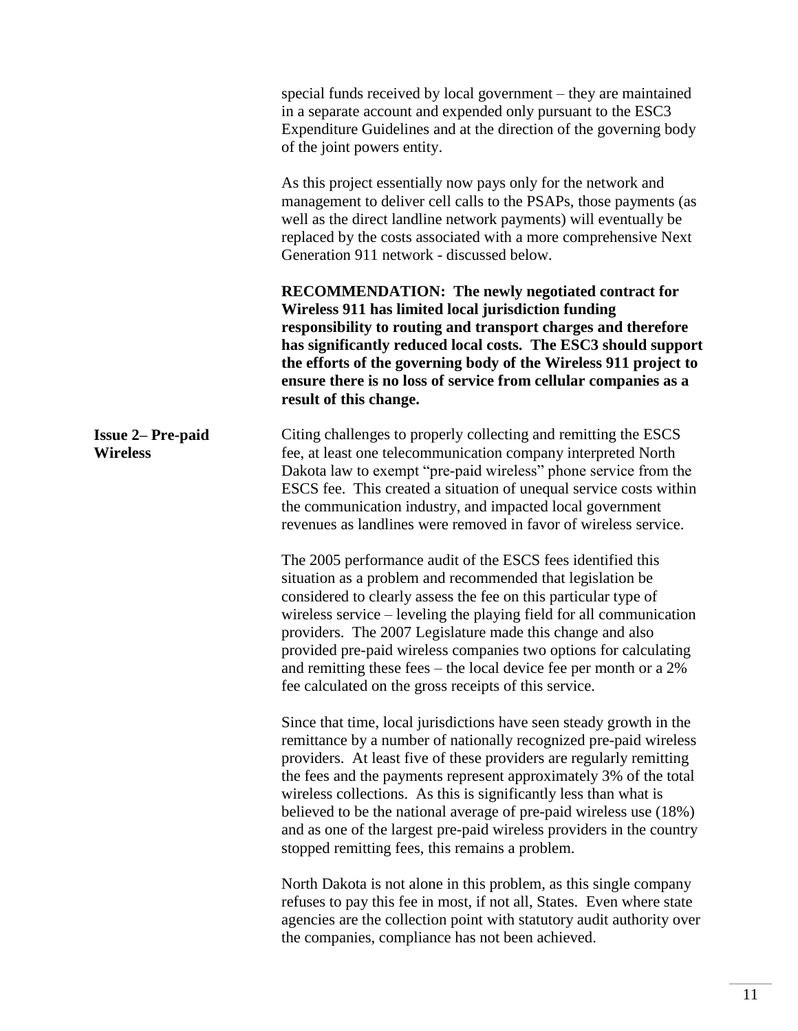special funds received by local government – they are maintained in a separate account and expended only pursuant to the ESC3 Expenditure Guidelines and at the direction of the governing body of the joint powers entity.

As this project essentially now pays only for the network and management to deliver cell calls to the PSAPs, those payments (as well as the direct landline network payments) will eventually be replaced by the costs associated with a more comprehensive Next Generation 911 network - discussed below.

**RECOMMENDATION: The newly negotiated contract for Wireless 911 has limited local jurisdiction funding responsibility to routing and transport charges and therefore has significantly reduced local costs. The ESC3 should support the efforts of the governing body of the Wireless 911 project to ensure there is no loss of service from cellular companies as a result of this change.**

**Issue 2– Pre-paid Wireless**

Citing challenges to properly collecting and remitting the ESCS fee, at least one telecommunication company interpreted North Dakota law to exempt "pre-paid wireless" phone service from the ESCS fee. This created a situation of unequal service costs within the communication industry, and impacted local government revenues as landlines were removed in favor of wireless service.

The 2005 performance audit of the ESCS fees identified this situation as a problem and recommended that legislation be considered to clearly assess the fee on this particular type of wireless service – leveling the playing field for all communication providers. The 2007 Legislature made this change and also provided pre-paid wireless companies two options for calculating and remitting these fees – the local device fee per month or a 2% fee calculated on the gross receipts of this service.

Since that time, local jurisdictions have seen steady growth in the remittance by a number of nationally recognized pre-paid wireless providers. At least five of these providers are regularly remitting the fees and the payments represent approximately 3% of the total wireless collections. As this is significantly less than what is believed to be the national average of pre-paid wireless use (18%) and as one of the largest pre-paid wireless providers in the country stopped remitting fees, this remains a problem.

North Dakota is not alone in this problem, as this single company refuses to pay this fee in most, if not all, States. Even where state agencies are the collection point with statutory audit authority over the companies, compliance has not been achieved.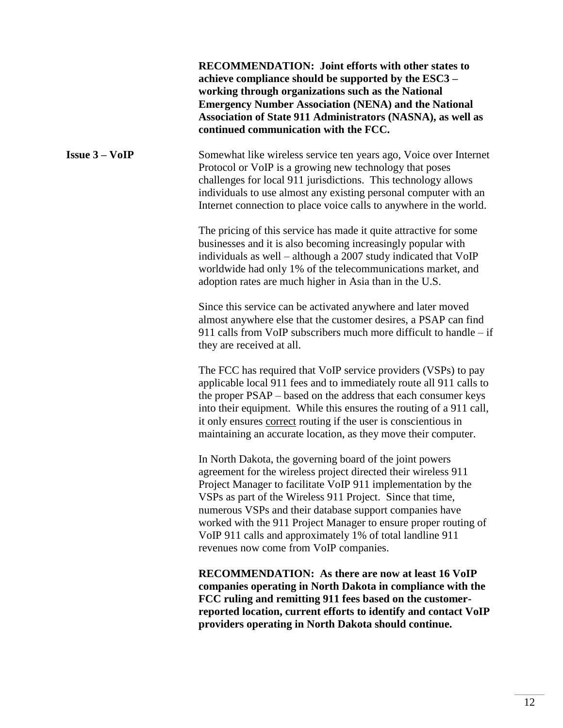**RECOMMENDATION: Joint efforts with other states to achieve compliance should be supported by the ESC3 – working through organizations such as the National Emergency Number Association (NENA) and the National Association of State 911 Administrators (NASNA), as well as continued communication with the FCC.**

**Issue 3 – VoIP**

Somewhat like wireless service ten years ago, Voice over Internet Protocol or VoIP is a growing new technology that poses challenges for local 911 jurisdictions. This technology allows individuals to use almost any existing personal computer with an Internet connection to place voice calls to anywhere in the world.

The pricing of this service has made it quite attractive for some businesses and it is also becoming increasingly popular with individuals as well – although a 2007 study indicated that VoIP worldwide had only 1% of the telecommunications market, and adoption rates are much higher in Asia than in the U.S.

Since this service can be activated anywhere and later moved almost anywhere else that the customer desires, a PSAP can find 911 calls from VoIP subscribers much more difficult to handle – if they are received at all.

The FCC has required that VoIP service providers (VSPs) to pay applicable local 911 fees and to immediately route all 911 calls to the proper PSAP – based on the address that each consumer keys into their equipment. While this ensures the routing of a 911 call, it only ensures correct routing if the user is conscientious in maintaining an accurate location, as they move their computer.

In North Dakota, the governing board of the joint powers agreement for the wireless project directed their wireless 911 Project Manager to facilitate VoIP 911 implementation by the VSPs as part of the Wireless 911 Project. Since that time, numerous VSPs and their database support companies have worked with the 911 Project Manager to ensure proper routing of VoIP 911 calls and approximately 1% of total landline 911 revenues now come from VoIP companies.

**RECOMMENDATION: As there are now at least 16 VoIP companies operating in North Dakota in compliance with the FCC ruling and remitting 911 fees based on the customer-reported location, current efforts to identify and contact VoIP providers operating in North Dakota should continue.**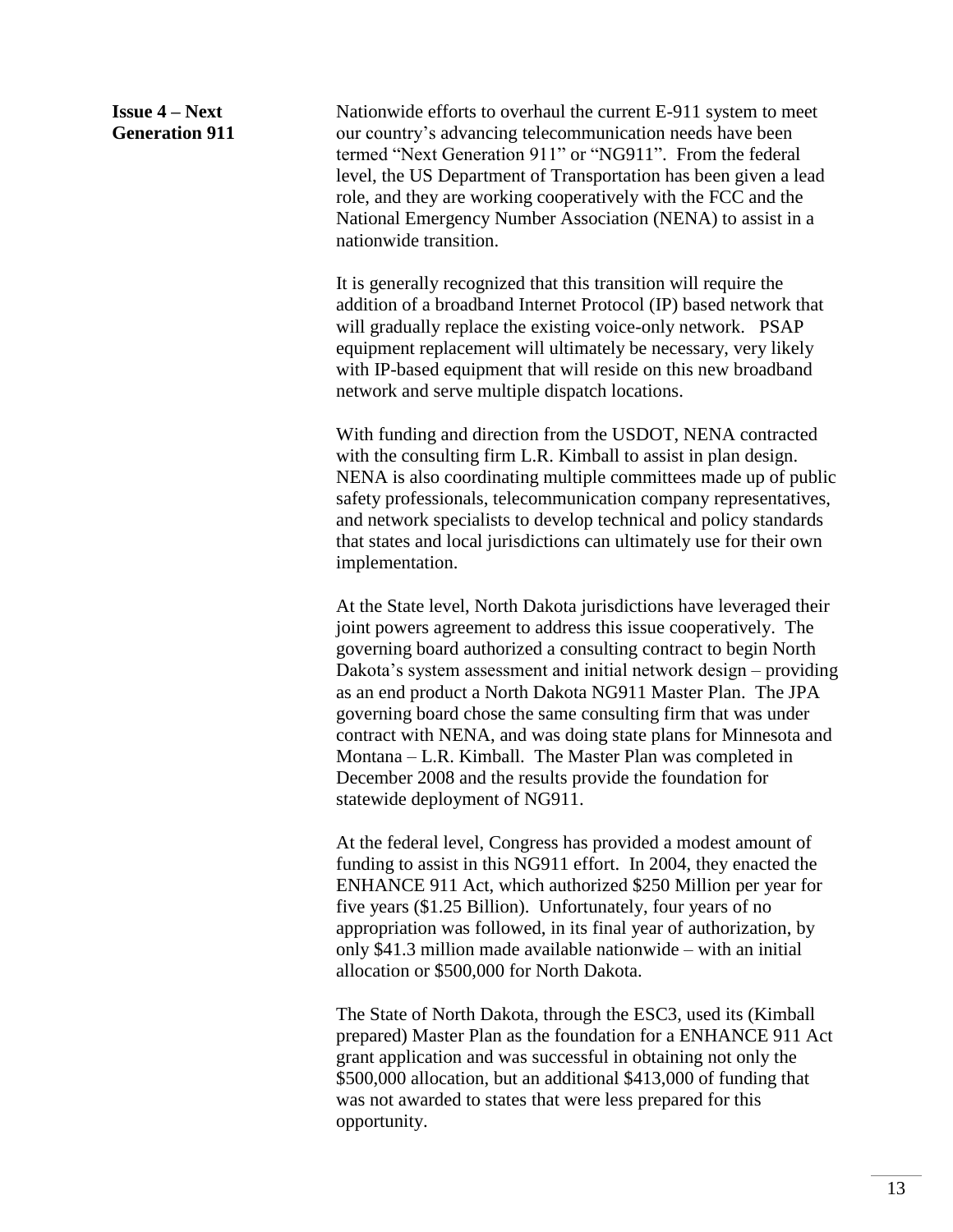## Issue 4 – Next Generation 911

Nationwide efforts to overhaul the current E-911 system to meet our country's advancing telecommunication needs have been termed "Next Generation 911" or "NG911". From the federal level, the US Department of Transportation has been given a lead role, and they are working cooperatively with the FCC and the National Emergency Number Association (NENA) to assist in a nationwide transition.

It is generally recognized that this transition will require the addition of a broadband Internet Protocol (IP) based network that will gradually replace the existing voice-only network. PSAP equipment replacement will ultimately be necessary, very likely with IP-based equipment that will reside on this new broadband network and serve multiple dispatch locations.

With funding and direction from the USDOT, NENA contracted with the consulting firm L.R. Kimball to assist in plan design. NENA is also coordinating multiple committees made up of public safety professionals, telecommunication company representatives, and network specialists to develop technical and policy standards that states and local jurisdictions can ultimately use for their own implementation.

At the State level, North Dakota jurisdictions have leveraged their joint powers agreement to address this issue cooperatively. The governing board authorized a consulting contract to begin North Dakota's system assessment and initial network design – providing as an end product a North Dakota NG911 Master Plan. The JPA governing board chose the same consulting firm that was under contract with NENA, and was doing state plans for Minnesota and Montana – L.R. Kimball. The Master Plan was completed in December 2008 and the results provide the foundation for statewide deployment of NG911.

At the federal level, Congress has provided a modest amount of funding to assist in this NG911 effort. In 2004, they enacted the ENHANCE 911 Act, which authorized $250 Million per year for five years ($1.25 Billion). Unfortunately, four years of no appropriation was followed, in its final year of authorization, by only $41.3 million made available nationwide – with an initial allocation or $500,000 for North Dakota.

The State of North Dakota, through the ESC3, used its (Kimball prepared) Master Plan as the foundation for a ENHANCE 911 Act grant application and was successful in obtaining not only the $500,000 allocation, but an additional $413,000 of funding that was not awarded to states that were less prepared for this opportunity.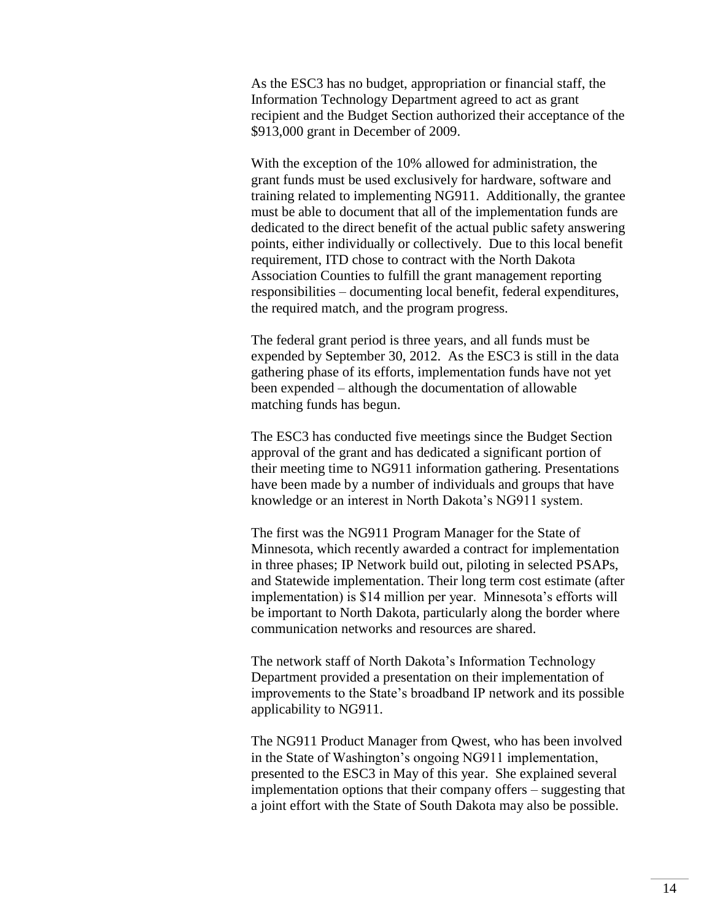As the ESC3 has no budget, appropriation or financial staff, the Information Technology Department agreed to act as grant recipient and the Budget Section authorized their acceptance of the $913,000 grant in December of 2009.

With the exception of the 10% allowed for administration, the grant funds must be used exclusively for hardware, software and training related to implementing NG911. Additionally, the grantee must be able to document that all of the implementation funds are dedicated to the direct benefit of the actual public safety answering points, either individually or collectively. Due to this local benefit requirement, ITD chose to contract with the North Dakota Association Counties to fulfill the grant management reporting responsibilities – documenting local benefit, federal expenditures, the required match, and the program progress.

The federal grant period is three years, and all funds must be expended by September 30, 2012. As the ESC3 is still in the data gathering phase of its efforts, implementation funds have not yet been expended – although the documentation of allowable matching funds has begun.

The ESC3 has conducted five meetings since the Budget Section approval of the grant and has dedicated a significant portion of their meeting time to NG911 information gathering. Presentations have been made by a number of individuals and groups that have knowledge or an interest in North Dakota's NG911 system.

The first was the NG911 Program Manager for the State of Minnesota, which recently awarded a contract for implementation in three phases; IP Network build out, piloting in selected PSAPs, and Statewide implementation. Their long term cost estimate (after implementation) is $14 million per year. Minnesota's efforts will be important to North Dakota, particularly along the border where communication networks and resources are shared.

The network staff of North Dakota's Information Technology Department provided a presentation on their implementation of improvements to the State's broadband IP network and its possible applicability to NG911.

The NG911 Product Manager from Qwest, who has been involved in the State of Washington's ongoing NG911 implementation, presented to the ESC3 in May of this year. She explained several implementation options that their company offers – suggesting that a joint effort with the State of South Dakota may also be possible.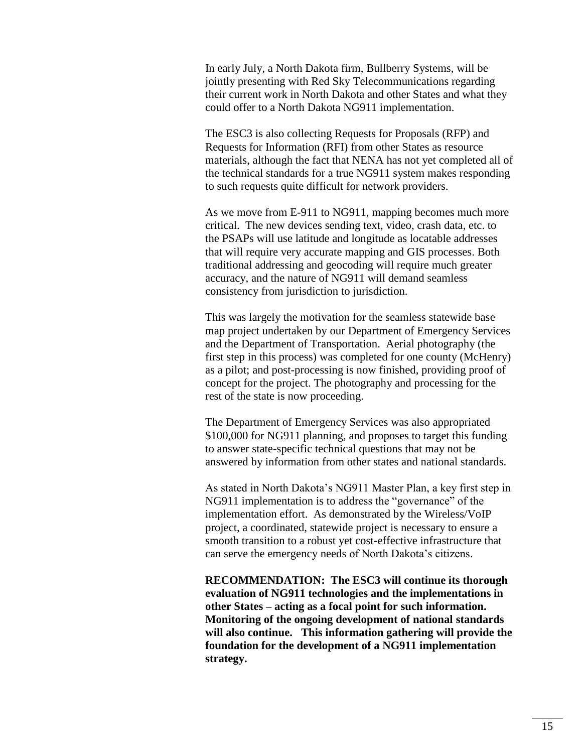In early July, a North Dakota firm, Bullberry Systems, will be jointly presenting with Red Sky Telecommunications regarding their current work in North Dakota and other States and what they could offer to a North Dakota NG911 implementation.

The ESC3 is also collecting Requests for Proposals (RFP) and Requests for Information (RFI) from other States as resource materials, although the fact that NENA has not yet completed all of the technical standards for a true NG911 system makes responding to such requests quite difficult for network providers.

As we move from E-911 to NG911, mapping becomes much more critical. The new devices sending text, video, crash data, etc. to the PSAPs will use latitude and longitude as locatable addresses that will require very accurate mapping and GIS processes. Both traditional addressing and geocoding will require much greater accuracy, and the nature of NG911 will demand seamless consistency from jurisdiction to jurisdiction.

This was largely the motivation for the seamless statewide base map project undertaken by our Department of Emergency Services and the Department of Transportation. Aerial photography (the first step in this process) was completed for one county (McHenry) as a pilot; and post-processing is now finished, providing proof of concept for the project. The photography and processing for the rest of the state is now proceeding.

The Department of Emergency Services was also appropriated $100,000 for NG911 planning, and proposes to target this funding to answer state-specific technical questions that may not be answered by information from other states and national standards.

As stated in North Dakota's NG911 Master Plan, a key first step in NG911 implementation is to address the "governance" of the implementation effort. As demonstrated by the Wireless/VoIP project, a coordinated, statewide project is necessary to ensure a smooth transition to a robust yet cost-effective infrastructure that can serve the emergency needs of North Dakota's citizens.

**RECOMMENDATION: The ESC3 will continue its thorough evaluation of NG911 technologies and the implementations in other States – acting as a focal point for such information. Monitoring of the ongoing development of national standards will also continue. This information gathering will provide the foundation for the development of a NG911 implementation strategy.**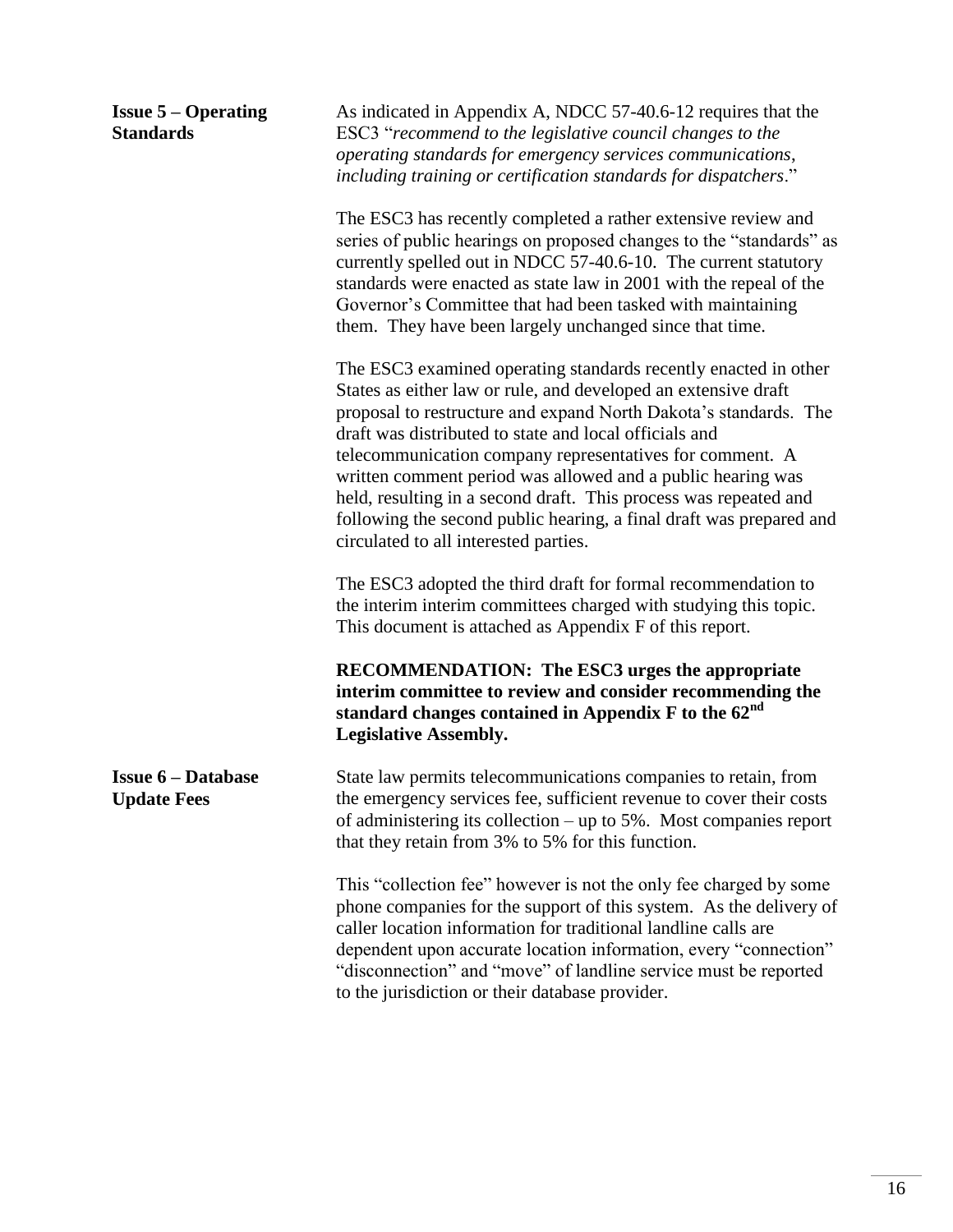**Issue 5 – Operating Standards**

As indicated in Appendix A, NDCC 57-40.6-12 requires that the ESC3 "*recommend to the legislative council changes to the operating standards for emergency services communications, including training or certification standards for dispatchers*."

The ESC3 has recently completed a rather extensive review and series of public hearings on proposed changes to the "standards" as currently spelled out in NDCC 57-40.6-10. The current statutory standards were enacted as state law in 2001 with the repeal of the Governor's Committee that had been tasked with maintaining them. They have been largely unchanged since that time.

The ESC3 examined operating standards recently enacted in other States as either law or rule, and developed an extensive draft proposal to restructure and expand North Dakota's standards. The draft was distributed to state and local officials and telecommunication company representatives for comment. A written comment period was allowed and a public hearing was held, resulting in a second draft. This process was repeated and following the second public hearing, a final draft was prepared and circulated to all interested parties.

The ESC3 adopted the third draft for formal recommendation to the interim interim committees charged with studying this topic. This document is attached as Appendix F of this report.

**RECOMMENDATION: The ESC3 urges the appropriate interim committee to review and consider recommending the standard changes contained in Appendix F to the 62nd Legislative Assembly.**

**Issue 6 – Database Update Fees**

State law permits telecommunications companies to retain, from the emergency services fee, sufficient revenue to cover their costs of administering its collection – up to 5%. Most companies report that they retain from 3% to 5% for this function.

This "collection fee" however is not the only fee charged by some phone companies for the support of this system. As the delivery of caller location information for traditional landline calls are dependent upon accurate location information, every "connection" "disconnection" and "move" of landline service must be reported to the jurisdiction or their database provider.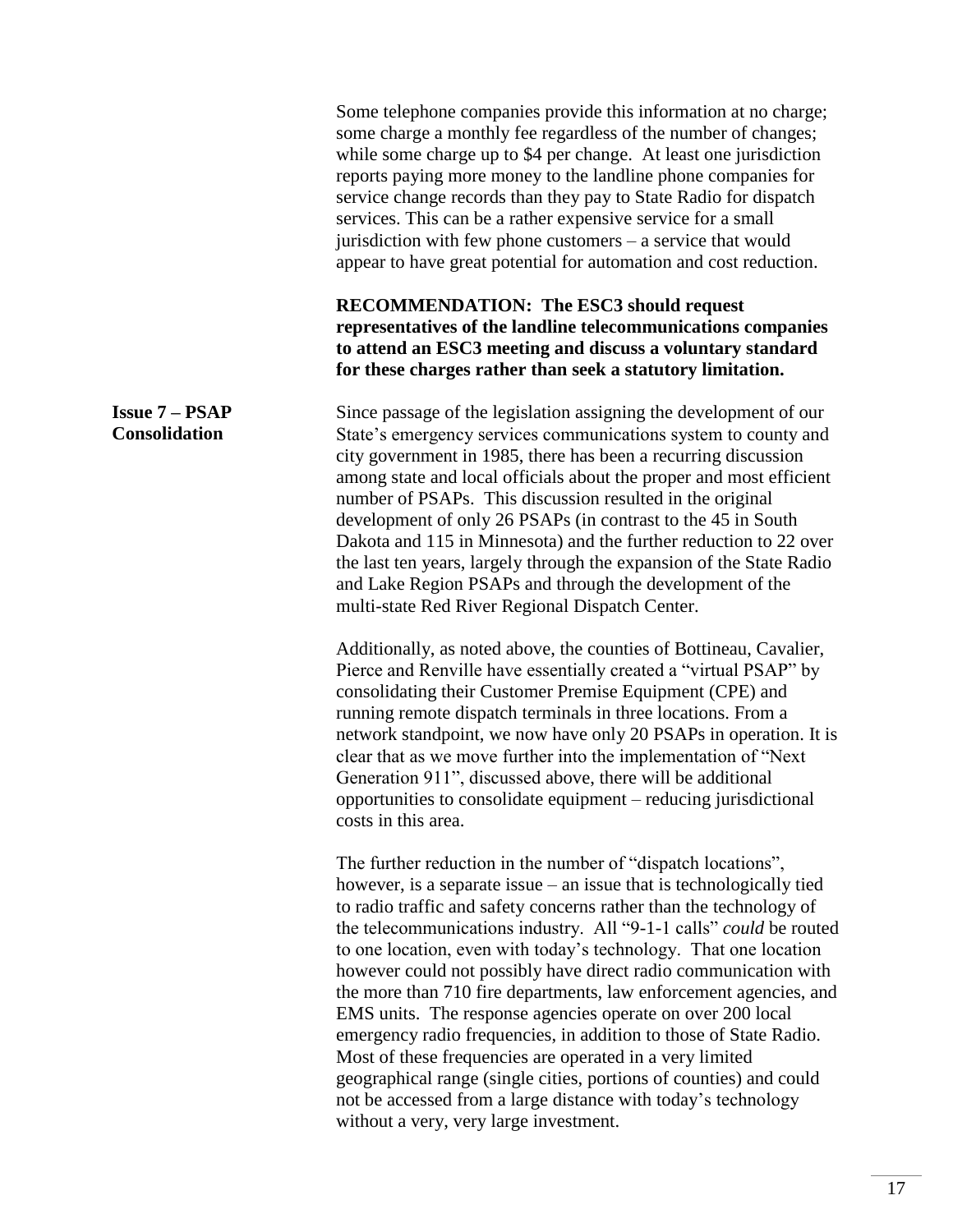Some telephone companies provide this information at no charge; some charge a monthly fee regardless of the number of changes; while some charge up to $4 per change. At least one jurisdiction reports paying more money to the landline phone companies for service change records than they pay to State Radio for dispatch services. This can be a rather expensive service for a small jurisdiction with few phone customers – a service that would appear to have great potential for automation and cost reduction.

**RECOMMENDATION: The ESC3 should request representatives of the landline telecommunications companies to attend an ESC3 meeting and discuss a voluntary standard for these charges rather than seek a statutory limitation.**

### Issue 7 – PSAP Consolidation

Since passage of the legislation assigning the development of our State's emergency services communications system to county and city government in 1985, there has been a recurring discussion among state and local officials about the proper and most efficient number of PSAPs. This discussion resulted in the original development of only 26 PSAPs (in contrast to the 45 in South Dakota and 115 in Minnesota) and the further reduction to 22 over the last ten years, largely through the expansion of the State Radio and Lake Region PSAPs and through the development of the multi-state Red River Regional Dispatch Center.

Additionally, as noted above, the counties of Bottineau, Cavalier, Pierce and Renville have essentially created a "virtual PSAP" by consolidating their Customer Premise Equipment (CPE) and running remote dispatch terminals in three locations. From a network standpoint, we now have only 20 PSAPs in operation. It is clear that as we move further into the implementation of "Next Generation 911", discussed above, there will be additional opportunities to consolidate equipment – reducing jurisdictional costs in this area.

The further reduction in the number of "dispatch locations", however, is a separate issue – an issue that is technologically tied to radio traffic and safety concerns rather than the technology of the telecommunications industry. All "9-1-1 calls" *could* be routed to one location, even with today's technology. That one location however could not possibly have direct radio communication with the more than 710 fire departments, law enforcement agencies, and EMS units. The response agencies operate on over 200 local emergency radio frequencies, in addition to those of State Radio. Most of these frequencies are operated in a very limited geographical range (single cities, portions of counties) and could not be accessed from a large distance with today's technology without a very, very large investment.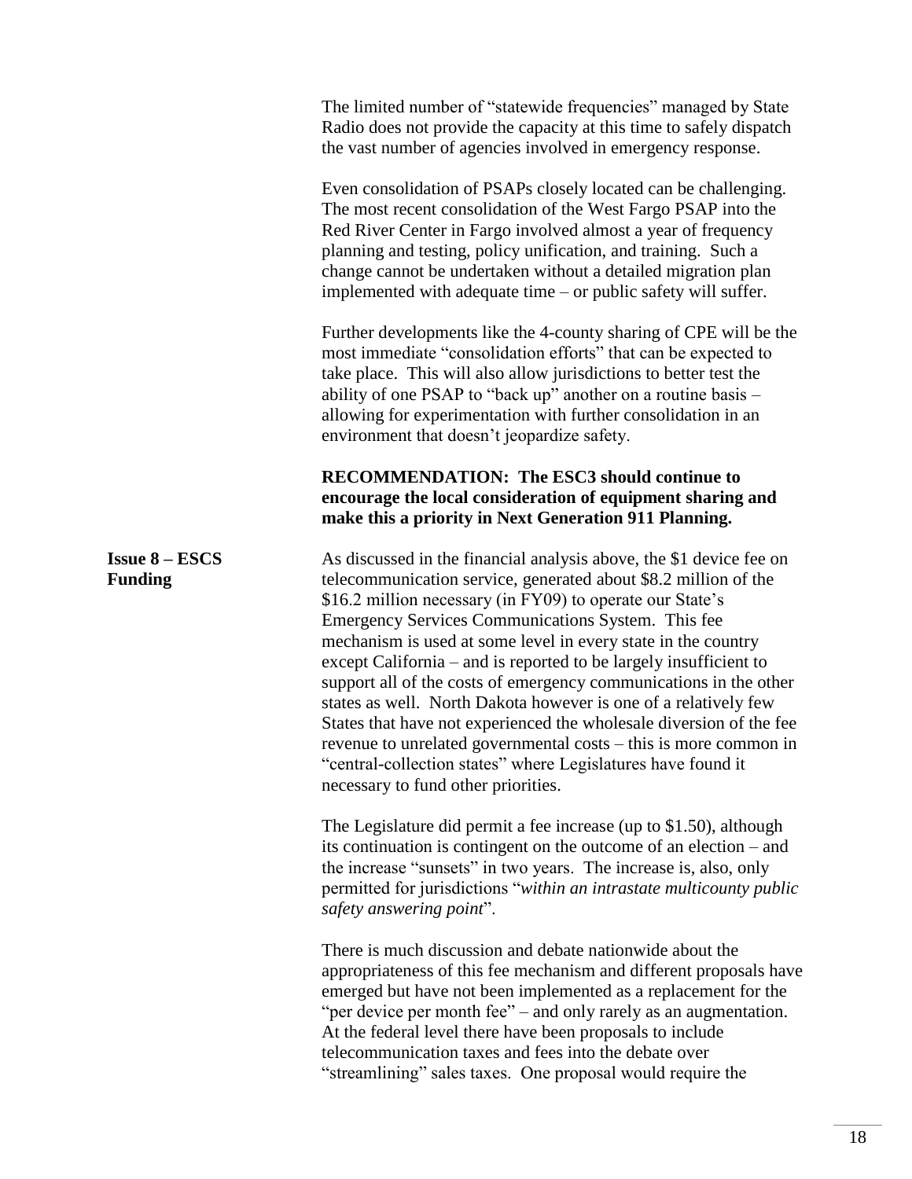The limited number of "statewide frequencies" managed by State Radio does not provide the capacity at this time to safely dispatch the vast number of agencies involved in emergency response.

Even consolidation of PSAPs closely located can be challenging. The most recent consolidation of the West Fargo PSAP into the Red River Center in Fargo involved almost a year of frequency planning and testing, policy unification, and training. Such a change cannot be undertaken without a detailed migration plan implemented with adequate time – or public safety will suffer.

Further developments like the 4-county sharing of CPE will be the most immediate "consolidation efforts" that can be expected to take place. This will also allow jurisdictions to better test the ability of one PSAP to "back up" another on a routine basis – allowing for experimentation with further consolidation in an environment that doesn't jeopardize safety.

**RECOMMENDATION: The ESC3 should continue to encourage the local consideration of equipment sharing and make this a priority in Next Generation 911 Planning.**

**Issue 8 – ESCS Funding**

As discussed in the financial analysis above, the $1 device fee on telecommunication service, generated about $8.2 million of the $16.2 million necessary (in FY09) to operate our State's Emergency Services Communications System. This fee mechanism is used at some level in every state in the country except California – and is reported to be largely insufficient to support all of the costs of emergency communications in the other states as well. North Dakota however is one of a relatively few States that have not experienced the wholesale diversion of the fee revenue to unrelated governmental costs – this is more common in "central-collection states" where Legislatures have found it necessary to fund other priorities.

The Legislature did permit a fee increase (up to $1.50), although its continuation is contingent on the outcome of an election – and the increase "sunsets" in two years. The increase is, also, only permitted for jurisdictions "*within an intrastate multicounty public safety answering point*".

There is much discussion and debate nationwide about the appropriateness of this fee mechanism and different proposals have emerged but have not been implemented as a replacement for the "per device per month fee" – and only rarely as an augmentation. At the federal level there have been proposals to include telecommunication taxes and fees into the debate over "streamlining" sales taxes. One proposal would require the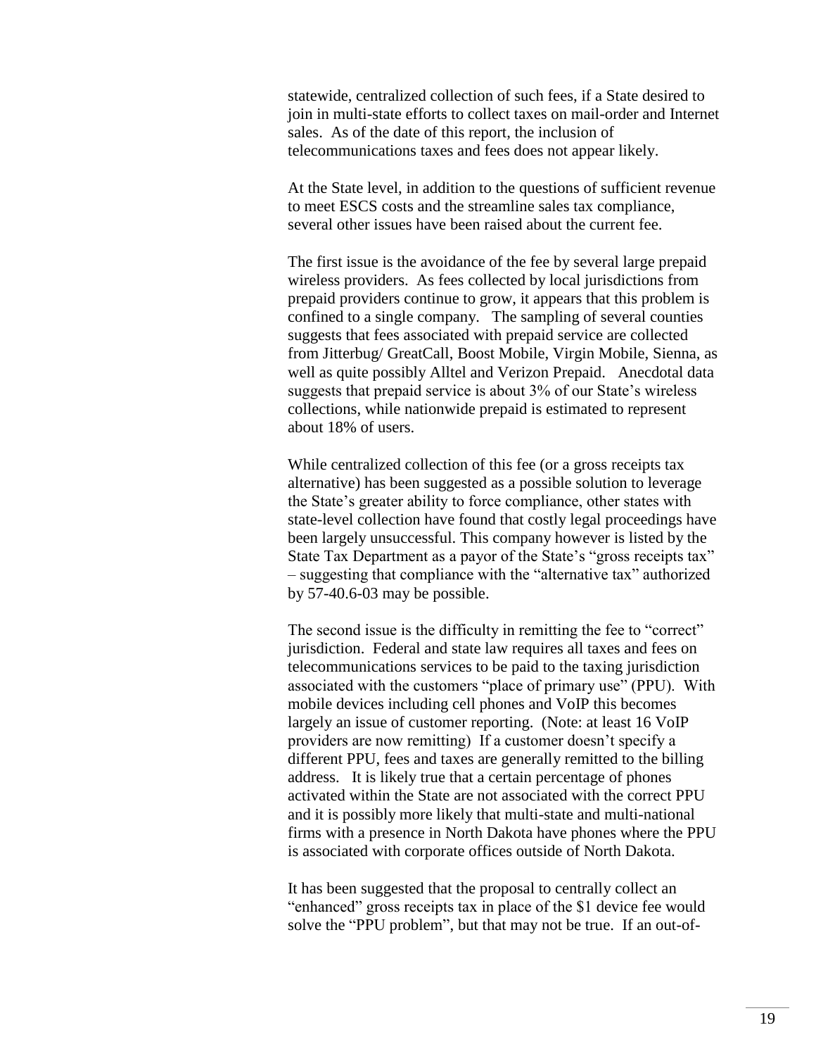statewide, centralized collection of such fees, if a State desired to join in multi-state efforts to collect taxes on mail-order and Internet sales. As of the date of this report, the inclusion of telecommunications taxes and fees does not appear likely.

At the State level, in addition to the questions of sufficient revenue to meet ESCS costs and the streamline sales tax compliance, several other issues have been raised about the current fee.

The first issue is the avoidance of the fee by several large prepaid wireless providers. As fees collected by local jurisdictions from prepaid providers continue to grow, it appears that this problem is confined to a single company. The sampling of several counties suggests that fees associated with prepaid service are collected from Jitterbug/ GreatCall, Boost Mobile, Virgin Mobile, Sienna, as well as quite possibly Alltel and Verizon Prepaid. Anecdotal data suggests that prepaid service is about 3% of our State's wireless collections, while nationwide prepaid is estimated to represent about 18% of users.

While centralized collection of this fee (or a gross receipts tax alternative) has been suggested as a possible solution to leverage the State's greater ability to force compliance, other states with state-level collection have found that costly legal proceedings have been largely unsuccessful. This company however is listed by the State Tax Department as a payor of the State's "gross receipts tax" – suggesting that compliance with the "alternative tax" authorized by 57-40.6-03 may be possible.

The second issue is the difficulty in remitting the fee to "correct" jurisdiction. Federal and state law requires all taxes and fees on telecommunications services to be paid to the taxing jurisdiction associated with the customers "place of primary use" (PPU). With mobile devices including cell phones and VoIP this becomes largely an issue of customer reporting. (Note: at least 16 VoIP providers are now remitting) If a customer doesn't specify a different PPU, fees and taxes are generally remitted to the billing address. It is likely true that a certain percentage of phones activated within the State are not associated with the correct PPU and it is possibly more likely that multi-state and multi-national firms with a presence in North Dakota have phones where the PPU is associated with corporate offices outside of North Dakota.

It has been suggested that the proposal to centrally collect an "enhanced" gross receipts tax in place of the $1 device fee would solve the "PPU problem", but that may not be true. If an out-of-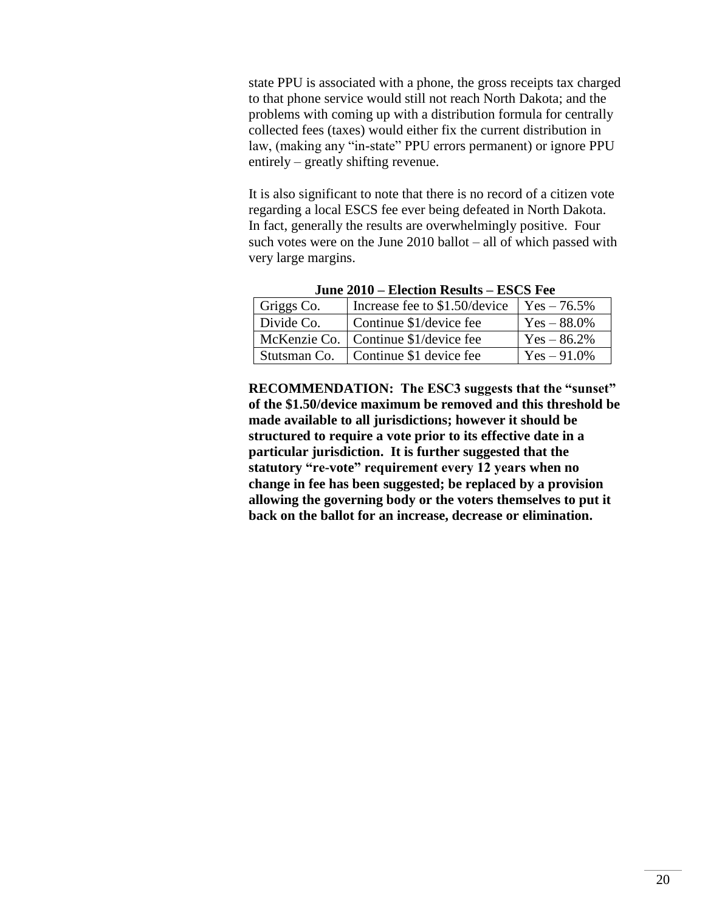state PPU is associated with a phone, the gross receipts tax charged to that phone service would still not reach North Dakota; and the problems with coming up with a distribution formula for centrally collected fees (taxes) would either fix the current distribution in law, (making any "in-state" PPU errors permanent) or ignore PPU entirely – greatly shifting revenue.

It is also significant to note that there is no record of a citizen vote regarding a local ESCS fee ever being defeated in North Dakota. In fact, generally the results are overwhelmingly positive. Four such votes were on the June 2010 ballot – all of which passed with very large margins.

**June 2010 – Election Results – ESCS Fee**

| | | |
|---|---|---|
| Griggs Co. | Increase fee to $1.50/device | Yes – 76.5% |
| Divide Co. | Continue $1/device fee | Yes – 88.0% |
| McKenzie Co. | Continue $1/device fee | Yes – 86.2% |
| Stutsman Co. | Continue $1 device fee | Yes – 91.0% |

**RECOMMENDATION: The ESC3 suggests that the "sunset" of the $1.50/device maximum be removed and this threshold be made available to all jurisdictions; however it should be structured to require a vote prior to its effective date in a particular jurisdiction. It is further suggested that the statutory "re-vote" requirement every 12 years when no change in fee has been suggested; be replaced by a provision allowing the governing body or the voters themselves to put it back on the ballot for an increase, decrease or elimination.**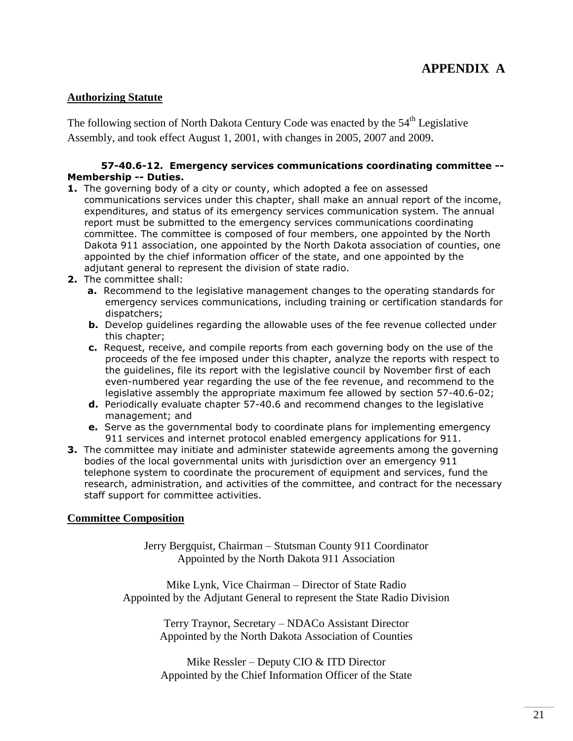# APPENDIX A

## Authorizing Statute

The following section of North Dakota Century Code was enacted by the 54th Legislative Assembly, and took effect August 1, 2001, with changes in 2005, 2007 and 2009.

**57-40.6-12. Emergency services communications coordinating committee -- Membership -- Duties.**

**1.** The governing body of a city or county, which adopted a fee on assessed communications services under this chapter, shall make an annual report of the income, expenditures, and status of its emergency services communication system. The annual report must be submitted to the emergency services communications coordinating committee. The committee is composed of four members, one appointed by the North Dakota 911 association, one appointed by the North Dakota association of counties, one appointed by the chief information officer of the state, and one appointed by the adjutant general to represent the division of state radio.

**2.** The committee shall:

**a.** Recommend to the legislative management changes to the operating standards for emergency services communications, including training or certification standards for dispatchers;

**b.** Develop guidelines regarding the allowable uses of the fee revenue collected under this chapter;

**c.** Request, receive, and compile reports from each governing body on the use of the proceeds of the fee imposed under this chapter, analyze the reports with respect to the guidelines, file its report with the legislative council by November first of each even-numbered year regarding the use of the fee revenue, and recommend to the legislative assembly the appropriate maximum fee allowed by section 57-40.6-02;

**d.** Periodically evaluate chapter 57-40.6 and recommend changes to the legislative management; and

**e.** Serve as the governmental body to coordinate plans for implementing emergency 911 services and internet protocol enabled emergency applications for 911.

**3.** The committee may initiate and administer statewide agreements among the governing bodies of the local governmental units with jurisdiction over an emergency 911 telephone system to coordinate the procurement of equipment and services, fund the research, administration, and activities of the committee, and contract for the necessary staff support for committee activities.

## Committee Composition

Jerry Bergquist, Chairman – Stutsman County 911 Coordinator
Appointed by the North Dakota 911 Association

Mike Lynk, Vice Chairman – Director of State Radio
Appointed by the Adjutant General to represent the State Radio Division

Terry Traynor, Secretary – NDACo Assistant Director
Appointed by the North Dakota Association of Counties

Mike Ressler – Deputy CIO & ITD Director
Appointed by the Chief Information Officer of the State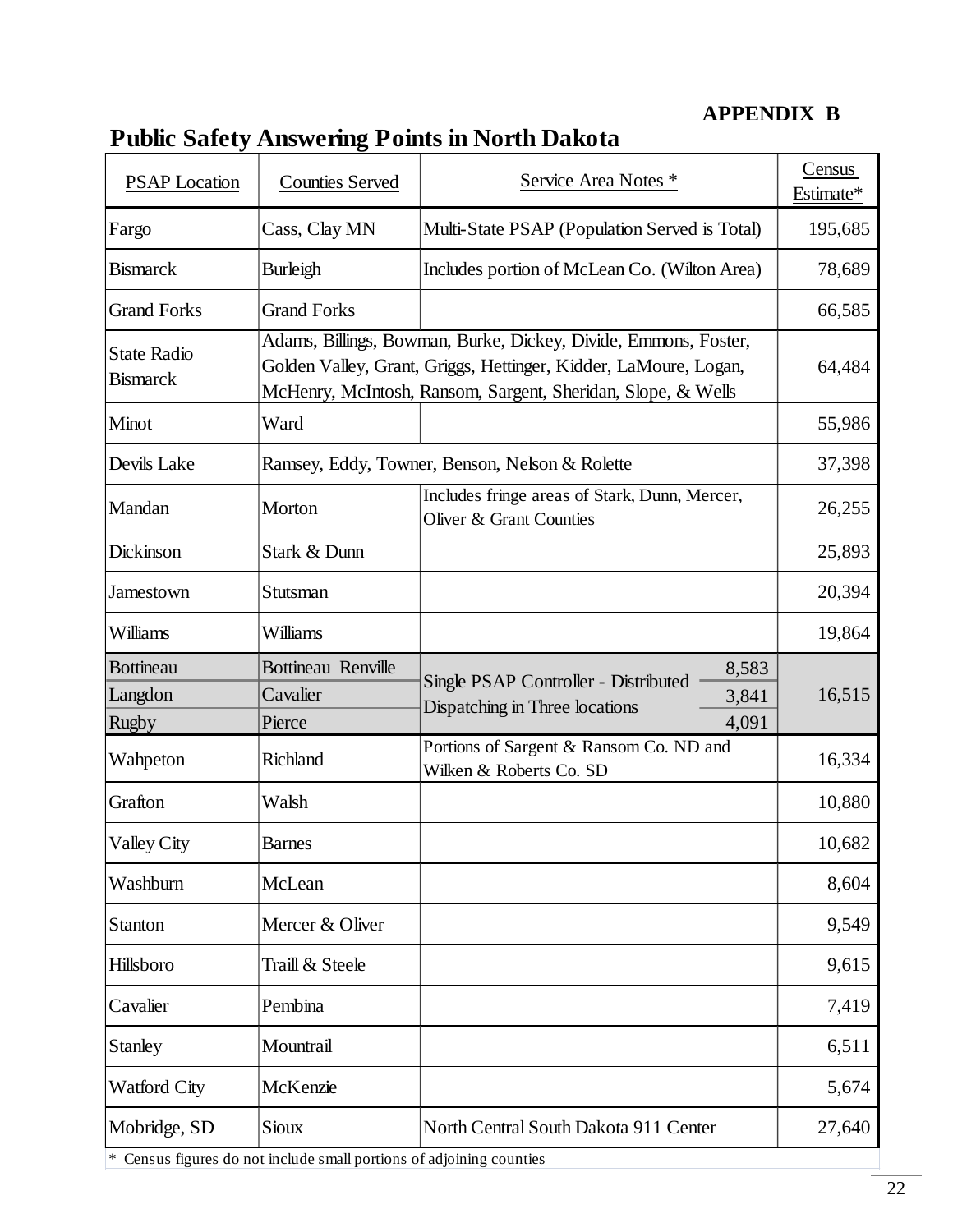**APPENDIX B**

# Public Safety Answering Points in North Dakota

| PSAP Location | Counties Served | Service Area Notes * | Census Estimate* |
|---|---|---|---|
| Fargo | Cass, Clay MN | Multi-State PSAP (Population Served is Total) | 195,685 |
| Bismarck | Burleigh | Includes portion of McLean Co. (Wilton Area) | 78,689 |
| Grand Forks | Grand Forks | | 66,585 |
| State Radio Bismarck | Adams, Billings, Bowman, Burke, Dickey, Divide, Emmons, Foster, Golden Valley, Grant, Griggs, Hettinger, Kidder, LaMoure, Logan, McHenry, McIntosh, Ransom, Sargent, Sheridan, Slope, & Wells | | 64,484 |
| Minot | Ward | | 55,986 |
| Devils Lake | Ramsey, Eddy, Towner, Benson, Nelson & Rolette | | 37,398 |
| Mandan | Morton | Includes fringe areas of Stark, Dunn, Mercer, Oliver & Grant Counties | 26,255 |
| Dickinson | Stark & Dunn | | 25,893 |
| Jamestown | Stutsman | | 20,394 |
| Williams | Williams | | 19,864 |
| Bottineau | Bottineau Renville | Single PSAP Controller - Distributed Dispatching in Three locations 8,583 | 16,515 |
| Langdon | Cavalier | 3,841 | |
| Rugby | Pierce | 4,091 | |
| Wahpeton | Richland | Portions of Sargent & Ransom Co. ND and Wilken & Roberts Co. SD | 16,334 |
| Grafton | Walsh | | 10,880 |
| Valley City | Barnes | | 10,682 |
| Washburn | McLean | | 8,604 |
| Stanton | Mercer & Oliver | | 9,549 |
| Hillsboro | Traill & Steele | | 9,615 |
| Cavalier | Pembina | | 7,419 |
| Stanley | Mountrail | | 6,511 |
| Watford City | McKenzie | | 5,674 |
| Mobridge, SD | Sioux | North Central South Dakota 911 Center | 27,640 |

* Census figures do not include small portions of adjoining counties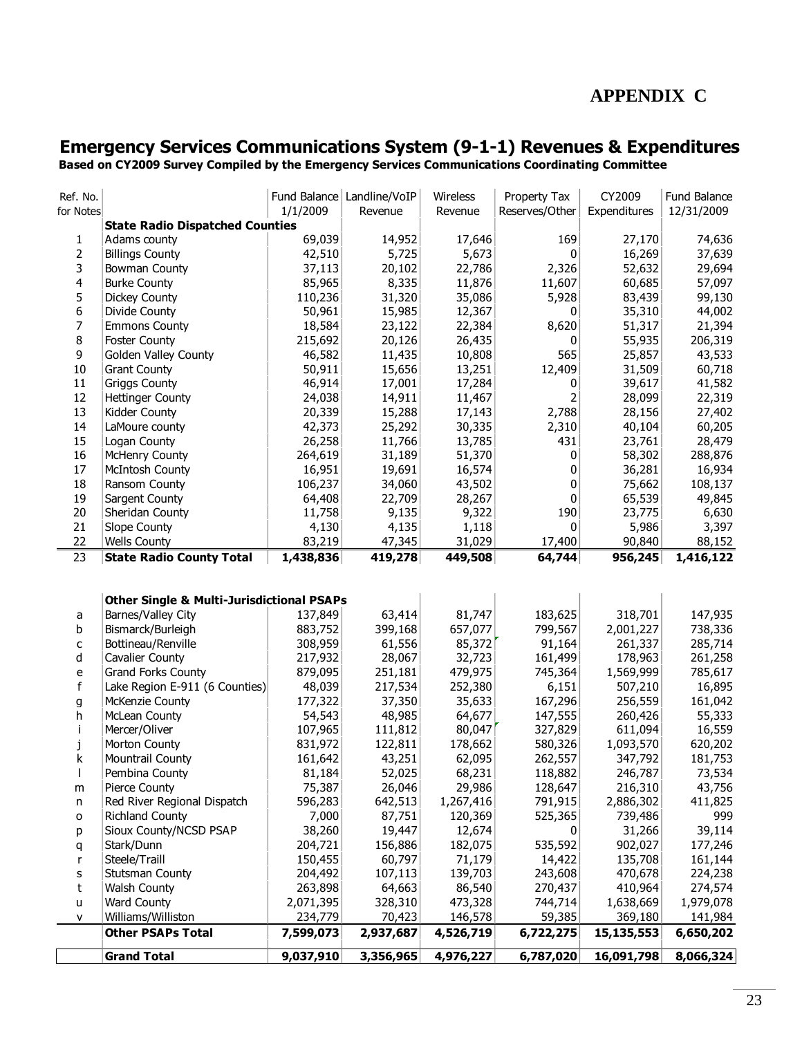# APPENDIX C

## Emergency Services Communications System (9-1-1) Revenues & Expenditures

**Based on CY2009 Survey Compiled by the Emergency Services Communications Coordinating Committee**

| Ref. No. for Notes | | Fund Balance 1/1/2009 | Landline/VoIP Revenue | Wireless Revenue | Property Tax Reserves/Other | CY2009 Expenditures | Fund Balance 12/31/2009 |
|---|---|---|---|---|---|---|---|
| | **State Radio Dispatched Counties** | | | | | | |
| 1 | Adams county | 69,039 | 14,952 | 17,646 | 169 | 27,170 | 74,636 |
| 2 | Billings County | 42,510 | 5,725 | 5,673 | 0 | 16,269 | 37,639 |
| 3 | Bowman County | 37,113 | 20,102 | 22,786 | 2,326 | 52,632 | 29,694 |
| 4 | Burke County | 85,965 | 8,335 | 11,876 | 11,607 | 60,685 | 57,097 |
| 5 | Dickey County | 110,236 | 31,320 | 35,086 | 5,928 | 83,439 | 99,130 |
| 6 | Divide County | 50,961 | 15,985 | 12,367 | 0 | 35,310 | 44,002 |
| 7 | Emmons County | 18,584 | 23,122 | 22,384 | 8,620 | 51,317 | 21,394 |
| 8 | Foster County | 215,692 | 20,126 | 26,435 | 0 | 55,935 | 206,319 |
| 9 | Golden Valley County | 46,582 | 11,435 | 10,808 | 565 | 25,857 | 43,533 |
| 10 | Grant County | 50,911 | 15,656 | 13,251 | 12,409 | 31,509 | 60,718 |
| 11 | Griggs County | 46,914 | 17,001 | 17,284 | 0 | 39,617 | 41,582 |
| 12 | Hettinger County | 24,038 | 14,911 | 11,467 | 2 | 28,099 | 22,319 |
| 13 | Kidder County | 20,339 | 15,288 | 17,143 | 2,788 | 28,156 | 27,402 |
| 14 | LaMoure county | 42,373 | 25,292 | 30,335 | 2,310 | 40,104 | 60,205 |
| 15 | Logan County | 26,258 | 11,766 | 13,785 | 431 | 23,761 | 28,479 |
| 16 | McHenry County | 264,619 | 31,189 | 51,370 | 0 | 58,302 | 288,876 |
| 17 | McIntosh County | 16,951 | 19,691 | 16,574 | 0 | 36,281 | 16,934 |
| 18 | Ransom County | 106,237 | 34,060 | 43,502 | 0 | 75,662 | 108,137 |
| 19 | Sargent County | 64,408 | 22,709 | 28,267 | 0 | 65,539 | 49,845 |
| 20 | Sheridan County | 11,758 | 9,135 | 9,322 | 190 | 23,775 | 6,630 |
| 21 | Slope County | 4,130 | 4,135 | 1,118 | 0 | 5,986 | 3,397 |
| 22 | Wells County | 83,219 | 47,345 | 31,029 | 17,400 | 90,840 | 88,152 |
| 23 | **State Radio County Total** | **1,438,836** | **419,278** | **449,508** | **64,744** | **956,245** | **1,416,122** |
| | **Other Single & Multi-Jurisdictional PSAPs** | | | | | | |
| a | Barnes/Valley City | 137,849 | 63,414 | 81,747 | 183,625 | 318,701 | 147,935 |
| b | Bismarck/Burleigh | 883,752 | 399,168 | 657,077 | 799,567 | 2,001,227 | 738,336 |
| c | Bottineau/Renville | 308,959 | 61,556 | 85,372 | 91,164 | 261,337 | 285,714 |
| d | Cavalier County | 217,932 | 28,067 | 32,723 | 161,499 | 178,963 | 261,258 |
| e | Grand Forks County | 879,095 | 251,181 | 479,975 | 745,364 | 1,569,999 | 785,617 |
| f | Lake Region E-911 (6 Counties) | 48,039 | 217,534 | 252,380 | 6,151 | 507,210 | 16,895 |
| g | McKenzie County | 177,322 | 37,350 | 35,633 | 167,296 | 256,559 | 161,042 |
| h | McLean County | 54,543 | 48,985 | 64,677 | 147,555 | 260,426 | 55,333 |
| i | Mercer/Oliver | 107,965 | 111,812 | 80,047 | 327,829 | 611,094 | 16,559 |
| j | Morton County | 831,972 | 122,811 | 178,662 | 580,326 | 1,093,570 | 620,202 |
| k | Mountrail County | 161,642 | 43,251 | 62,095 | 262,557 | 347,792 | 181,753 |
| l | Pembina County | 81,184 | 52,025 | 68,231 | 118,882 | 246,787 | 73,534 |
| m | Pierce County | 75,387 | 26,046 | 29,986 | 128,647 | 216,310 | 43,756 |
| n | Red River Regional Dispatch | 596,283 | 642,513 | 1,267,416 | 791,915 | 2,886,302 | 411,825 |
| o | Richland County | 7,000 | 87,751 | 120,369 | 525,365 | 739,486 | 999 |
| p | Sioux County/NCSD PSAP | 38,260 | 19,447 | 12,674 | 0 | 31,266 | 39,114 |
| q | Stark/Dunn | 204,721 | 156,886 | 182,075 | 535,592 | 902,027 | 177,246 |
| r | Steele/Traill | 150,455 | 60,797 | 71,179 | 14,422 | 135,708 | 161,144 |
| s | Stutsman County | 204,492 | 107,113 | 139,703 | 243,608 | 470,678 | 224,238 |
| t | Walsh County | 263,898 | 64,663 | 86,540 | 270,437 | 410,964 | 274,574 |
| u | Ward County | 2,071,395 | 328,310 | 473,328 | 744,714 | 1,638,669 | 1,979,078 |
| v | Williams/Williston | 234,779 | 70,423 | 146,578 | 59,385 | 369,180 | 141,984 |
| | **Other PSAPs Total** | **7,599,073** | **2,937,687** | **4,526,719** | **6,722,275** | **15,135,553** | **6,650,202** |
| | **Grand Total** | **9,037,910** | **3,356,965** | **4,976,227** | **6,787,020** | **16,091,798** | **8,066,324** |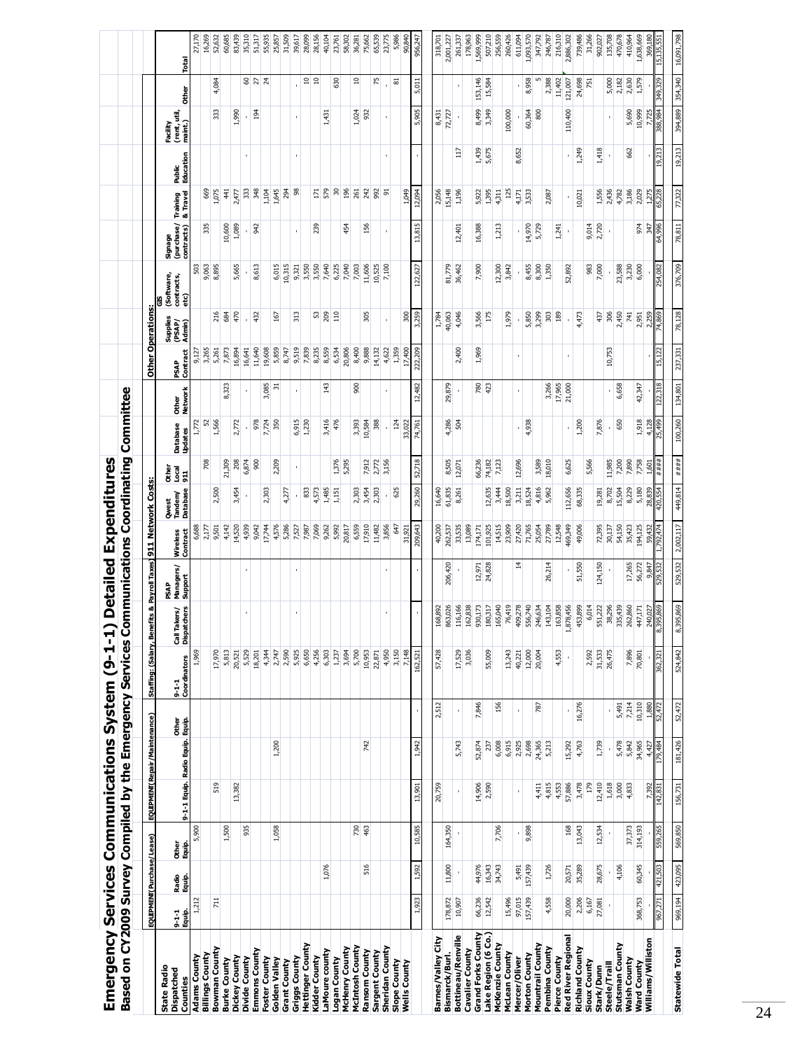# Emergency Services Communications System (9-1-1) Detailed Expenditures

## Based on CY2009 Survey Compiled by the Emergency Services Communications Coordinating Committee

| State Radio Dispatched Counties | EQUIPMENT (Purchase/Lease) | | | EQUIPMENT (Repair/Maintenance) | | | Staffing: (Salary, Benefits & Payroll Taxes) | | | 911 Network Costs: | | | | | Other Operations: | | | | | | | | Total |
|---|---|---|---|---|---|---|---|---|---|---|---|---|---|---|---|---|---|---|---|---|---|---|---|
| | 9-1-1 Equip. | Radio Equip. | Other Equip. | 9-1-1 Equip. | Radio Equip. | Other Equip. | 9-1-1 Coordinators | Call Takers/ Dispatchers | PSAP Managers/ Support | Wireless Contract | Qwest Tandem/ Database | Other Local 911 | Database Updates | Other Network | PSAP Contract | Supplies (PSAP/ Admin) | GIS (Software, contracts, etc) | Signage (purchase/ contracts) | Training & Travel | Public Education | Facility (rent, util, maint.) | Other | |
| **Adams County** | 1,212 | | 5,900 | | | | 1,969 | | | 6,688 | | | 1,772 | | 9,127 | | 503 | | | | | | 27,170 |
| **Billings County** | | | | | | | | | | 2,177 | | 708 | 52 | | 3,265 | | 9,063 | 335 | 669 | | | | 16,269 |
| **Bowman County** | 711 | | | 519 | | | 17,970 | | | 9,501 | 2,500 | | 1,566 | | 5,261 | 216 | 8,895 | | 1,075 | | 333 | 4,084 | 52,632 |
| **Burke County** | | | 1,500 | | | | 5,813 | | | 4,142 | | 21,309 | | 8,323 | 7,873 | 684 | | 10,600 | 441 | | | | 60,685 |
| **Dickey County** | | | | 13,382 | | | 20,521 | | | 14,520 | 3,454 | 208 | 2,772 | | 16,894 | 470 | 5,665 | 1,089 | 2,477 | | 1,990 | | 83,439 |
| **Divide County** | | | 935 | | | | 5,529 | - | - | 4,939 | | 6,874 | | - | 16,641 | - | - | | 333 | - | - | 60 | 35,310 |
| **Emmons County** | | | | | | | 18,201 | | | 9,042 | | 900 | 978 | | 11,640 | 432 | 8,613 | 942 | 348 | | 194 | 27 | 51,317 |
| **Foster County** | | | | | 1,200 | | 4,344 | | | 17,744 | 2,303 | | 7,724 | 3,085 | 19,608 | | | | 1,104 | | | 24 | 55,935 |
| **Golden Valley** | | | 1,058 | | | | 2,747 | | | 4,576 | | 2,209 | 350 | 31 | 5,859 | 167 | 6,015 | | 1,645 | | | | 25,857 |
| **Grant County** | | | | | | | 2,590 | | | 5,286 | 4,277 | | | | 8,747 | | 10,315 | | 294 | | | | 31,509 |
| **Griggs County** | | | | | | | 5,925 | - | - | 7,527 | - | - | 6,915 | - | 9,519 | 313 | 9,321 | - | 98 | - | - | - | 39,617 |
| **Hettinger County** | | | | | | | 6,650 | | | 7,987 | 833 | | 1,230 | | 7,839 | | 3,550 | | | | | 10 | 28,099 |
| **Kidder County** | | | | | | | 4,256 | | | 7,069 | 4,573 | | | | 8,235 | 53 | 3,550 | 239 | 171 | | | 10 | 28,156 |
| **LaMoure county** | | 1,076 | | | | | 6,303 | | | 9,262 | 1,485 | | 3,416 | 143 | 8,559 | 209 | 7,640 | | 579 | | 1,431 | | 40,104 |
| **Logan County** | | | | | | | 1,237 | | | 5,992 | 1,151 | 1,376 | 476 | | 6,534 | 110 | 6,225 | | 30 | | | 630 | 23,761 |
| **McHenry County** | | | | | | | 3,694 | | | 20,817 | | 5,295 | | | 20,806 | | 7,040 | 454 | 196 | | | | 58,302 |
| **McIntosh County** | | | 730 | | | | 5,700 | | | 6,559 | 2,303 | | 3,393 | 900 | 8,400 | | 7,003 | | 261 | | 1,024 | 10 | 36,281 |
| **Ransom County** | | 516 | 463 | | 742 | | 10,953 | | | 17,910 | 3,454 | 7,912 | 10,584 | | 9,888 | 305 | 11,606 | 156 | 242 | | 932 | | 75,662 |
| **Sargent County** | | | | | | | 22,871 | | | 11,482 | 2,303 | 2,772 | 388 | | 14,132 | | 10,525 | | 992 | | | 75 | 65,539 |
| **Sheridan County** | | | | | | | 4,950 | - | - | 3,856 | - | 3,156 | - | - | 4,622 | - | 7,100 | - | 91 | - | - | - | 23,775 |
| **Slope County** | | | | | | | 3,150 | | | 647 | 625 | | 124 | | 1,359 | | | | | | | 81 | 5,986 |
| **Wells County** | | | | | | | 7,148 | | | 31,921 | | | 33,022 | | 17,400 | 300 | | | 1,049 | | | | 90,840 |
| | 1,923 | 1,592 | 10,585 | 13,901 | 1,942 | - | 162,521 | - | - | 209,643 | 29,260 | 52,718 | 74,761 | 12,482 | 222,209 | 3,259 | 122,627 | 13,815 | 12,094 | - | 5,905 | 5,011 | 956,247 |
| **Barnes/Valley City** | | | | 20,759 | | 2,512 | 57,428 | 168,892 | | 40,200 | 16,640 | | | | | 1,784 | | | 2,056 | | 8,431 | | 318,701 |
| **Bismarck/Burl.** | 178,872 | 11,800 | 164,350 | | | | | 863,026 | 206,420 | 262,537 | 61,835 | 8,505 | 4,286 | 29,879 | | 40,063 | 81,779 | | 15,148 | | 72,727 | | 2,001,227 |
| **Bottineau/Renville** | 10,907 | - | - | - | 5,743 | - | 17,529 | 116,166 | - | 33,535 | 8,261 | 12,071 | 504 | - | 2,400 | 4,046 | 36,462 | 12,401 | 1,196 | 117 | - | - | 261,337 |
| **Cavalier County** | | | | | | | 3,036 | 162,838 | | 13,089 | | | | | | | | | | | | | 178,963 |
| **Grand Forks County** | 66,236 | 44,976 | | 14,906 | 52,874 | 7,846 | | 930,173 | 12,971 | 174,171 | | 66,236 | | 780 | 1,969 | 3,566 | 7,900 | 16,388 | 5,922 | 1,439 | 8,499 | 153,146 | 1,569,999 |
| **Lake Region (6 Co.)** | 12,542 | 16,343 | | 2,590 | 237 | | 55,009 | 180,317 | 24,828 | 101,925 | 12,635 | 74,182 | | 423 | | 175 | | | 1,395 | 5,675 | 3,349 | 15,584 | 507,210 |
| **McKenzie County** | | 34,743 | 7,706 | | 6,008 | 156 | | 165,040 | | 14,515 | 3,444 | 7,123 | | | | | 12,300 | 1,213 | 4,311 | | | | 256,559 |
| **McLean County** | 15,496 | | | | 6,915 | | 13,243 | 76,419 | | 23,909 | 18,500 | | | | | 1,979 | 3,842 | | 125 | | 100,000 | | 260,426 |
| **Mercer/Oliver** | 97,015 | 5,491 | - | - | 2,925 | - | 40,221 | 409,278 | 14 | 27,420 | 3,211 | 12,696 | - | - | - | - | - | - | 4,171 | 8,652 | - | - | 611,094 |
| **Morton County** | 157,439 | 157,439 | 9,898 | | 2,698 | | 12,000 | 556,740 | | 71,765 | 18,524 | | 4,938 | | | 5,850 | 8,455 | 14,970 | 3,533 | | 60,364 | 8,958 | 1,093,570 |
| **Mountrail County** | | | | 4,411 | 24,365 | 787 | 20,004 | 246,634 | | 25,054 | 4,816 | 3,589 | | | | 3,299 | 8,300 | 5,729 | | | 800 | 5 | 347,792 |
| **Pembina County** | 4,558 | 1,726 | | 4,815 | 5,213 | | | 143,104 | 26,214 | 27,789 | 5,962 | 18,010 | | 3,266 | | 303 | 1,350 | | 2,087 | | | 2,388 | 246,787 |
| **Pierce County** | | | | 4,553 | | | 4,553 | 163,858 | | 12,548 | | | | 17,965 | | 189 | | 1,241 | | | | 11,402 | 216,310 |
| **Red River Regional** | 20,000 | 20,571 | 168 | 57,886 | 15,292 | | - | 1,878,456 | - | 469,349 | 112,656 | 6,625 | - | 21,000 | - | - | 52,892 | - | - | - | 110,400 | 121,007 | 2,886,302 |
| **Richland County** | 2,206 | 35,289 | 13,043 | 3,478 | 4,763 | 16,276 | | 453,899 | 51,550 | 49,006 | 68,335 | | 1,200 | | | 4,473 | | | 10,021 | 1,249 | | 24,698 | 739,486 |
| **Sioux County** | 6,167 | | | 179 | | | 2,592 | 6,014 | | | | 5,566 | | | | | 983 | 9,014 | | | | 751 | 31,266 |
| **Stark/Dunn** | 27,081 | 28,675 | 12,534 | 12,410 | 1,739 | | 31,533 | 551,222 | 124,150 | 72,395 | 19,281 | | 7,876 | | | 437 | 7,000 | 2,720 | 1,556 | 1,418 | | | 902,027 |
| **Steele/Traill** | - | - | - | 1,618 | - | - | 26,475 | 38,296 | - | 30,137 | 8,702 | 11,985 | - | - | 10,753 | 306 | - | - | 2,436 | - | - | 5,000 | 135,708 |
| **Stutsman County** | | 4,106 | | 3,000 | 5,478 | 5,491 | | 335,439 | | 54,150 | 15,504 | 7,200 | 650 | 6,658 | | 2,450 | 23,588 | | 4,782 | | | 2,182 | 470,678 |
| **Walsh County** | | | 37,373 | 4,833 | 5,842 | 7,214 | 7,896 | 262,860 | 17,265 | 35,423 | 8,229 | 7,890 | | | | 741 | 3,230 | | 3,186 | 662 | 5,690 | 2,630 | 410,964 |
| **Ward County** | 368,753 | 60,345 | 314,193 | | 34,965 | 10,310 | 70,801 | 447,171 | 56,272 | 194,125 | 5,180 | 7,758 | 1,918 | 42,347 | | 2,951 | 6,000 | 974 | 2,029 | | 10,999 | 1,579 | 1,638,669 |
| **Williams/Williston** | - | - | - | 7,392 | 4,427 | 1,880 | | 240,027 | 9,847 | 59,432 | 28,839 | 1,601 | 4,128 | - | | 2,259 | | 347 | 1,275 | | 7,725 | | 369,180 |
| | 967,271 | 421,503 | 559,265 | 142,831 | 179,484 | 52,472 | 362,321 | 8,395,869 | 529,532 | 1,792,474 | 420,554 | #### | 25,499 | 122,318 | 15,122 | 74,869 | 254,082 | 64,996 | 65,228 | 19,213 | 388,984 | 349,329 | 15,135,551 |
| **Statewide Total** | 969,194 | 423,095 | 569,850 | 156,731 | 181,426 | 52,472 | 524,842 | 8,395,869 | 529,532 | 2,002,117 | 449,814 | #### | 100,260 | 134,801 | 237,331 | 78,128 | 376,709 | 78,811 | 77,322 | 19,213 | 394,889 | 354,340 | 16,091,798 |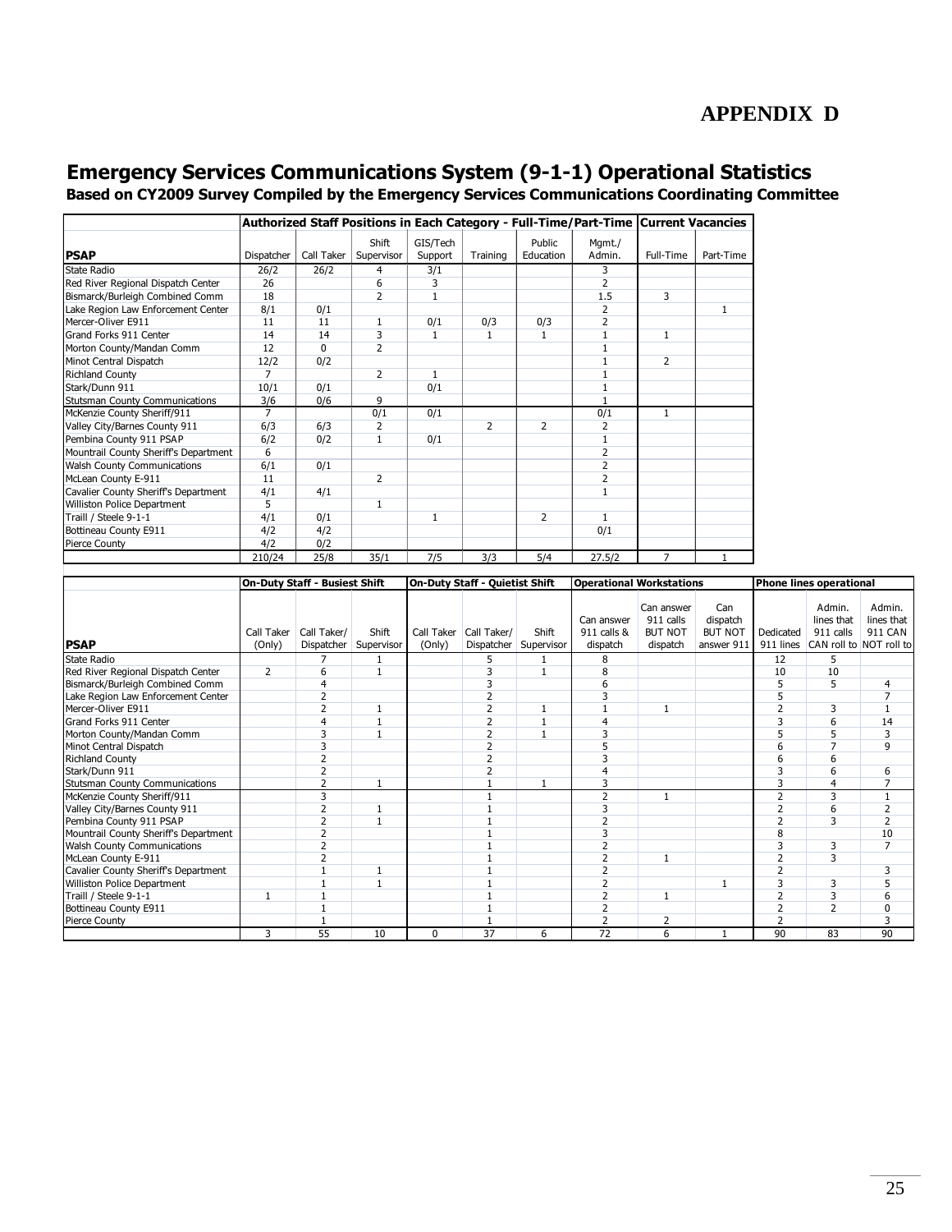# APPENDIX D

## Emergency Services Communications System (9-1-1) Operational Statistics

**Based on CY2009 Survey Compiled by the Emergency Services Communications Coordinating Committee**

| | Authorized Staff Positions in Each Category - Full-Time/Part-Time | | | | | | | Current Vacancies | |
|---|---|---|---|---|---|---|---|---|---|
| **PSAP** | Dispatcher | Call Taker | Shift Supervisor | GIS/Tech Support | Training | Public Education | Mgmt./ Admin. | Full-Time | Part-Time |
| State Radio | 26/2 | 26/2 | 4 | 3/1 | | | 3 | | |
| Red River Regional Dispatch Center | 26 | | 6 | 3 | | | 2 | | |
| Bismarck/Burleigh Combined Comm | 18 | | 2 | 1 | | | 1.5 | 3 | |
| Lake Region Law Enforcement Center | 8/1 | 0/1 | | | | | 2 | | 1 |
| Mercer-Oliver E911 | 11 | 11 | 1 | 0/1 | 0/3 | 0/3 | 2 | | |
| Grand Forks 911 Center | 14 | 14 | 3 | 1 | 1 | 1 | 1 | 1 | |
| Morton County/Mandan Comm | 12 | 0 | 2 | | | | 1 | | |
| Minot Central Dispatch | 12/2 | 0/2 | | | | | 1 | 2 | |
| Richland County | 7 | | 2 | 1 | | | 1 | | |
| Stark/Dunn 911 | 10/1 | 0/1 | | 0/1 | | | 1 | | |
| Stutsman County Communications | 3/6 | 0/6 | 9 | | | | 1 | | |
| McKenzie County Sheriff/911 | 7 | | 0/1 | 0/1 | | | 0/1 | 1 | |
| Valley City/Barnes County 911 | 6/3 | 6/3 | 2 | | 2 | 2 | 2 | | |
| Pembina County 911 PSAP | 6/2 | 0/2 | 1 | 0/1 | | | 1 | | |
| Mountrail County Sheriff's Department | 6 | | | | | | 2 | | |
| Walsh County Communications | 6/1 | 0/1 | | | | | 2 | | |
| McLean County E-911 | 11 | | 2 | | | | 2 | | |
| Cavalier County Sheriff's Department | 4/1 | 4/1 | | | | | 1 | | |
| Williston Police Department | 5 | | 1 | | | | | | |
| Traill / Steele 9-1-1 | 4/1 | 0/1 | | 1 | | 2 | 1 | | |
| Bottineau County E911 | 4/2 | 4/2 | | | | | 0/1 | | |
| Pierce County | 4/2 | 0/2 | | | | | | | |
| | 210/24 | 25/8 | 35/1 | 7/5 | 3/3 | 5/4 | 27.5/2 | 7 | 1 |

| | On-Duty Staff - Busiest Shift | | | On-Duty Staff - Quietest Shift | | | Operational Workstations | | | Phone lines operational | | |
|---|---|---|---|---|---|---|---|---|---|---|---|---|
| **PSAP** | Call Taker (Only) | Call Taker/ Dispatcher | Shift Supervisor | Call Taker (Only) | Call Taker/ Dispatcher | Shift Supervisor | Can answer 911 calls & dispatch | Can answer 911 calls BUT NOT dispatch | Can dispatch BUT NOT answer 911 | Dedicated 911 lines | Admin. lines that 911 calls CAN roll to | Admin. lines that 911 CAN NOT roll to |
| State Radio | | 7 | 1 | | 5 | 1 | 8 | | | 12 | 5 | |
| Red River Regional Dispatch Center | 2 | 6 | 1 | | 3 | 1 | 8 | | | 10 | 10 | |
| Bismarck/Burleigh Combined Comm | | 4 | | | 3 | | 6 | | | 5 | 5 | 4 |
| Lake Region Law Enforcement Center | | 2 | | | 2 | | 3 | | | 5 | | 7 |
| Mercer-Oliver E911 | | 2 | 1 | | 2 | 1 | 1 | 1 | | 2 | 3 | 1 |
| Grand Forks 911 Center | | 4 | 1 | | 2 | 1 | 4 | | | 3 | 6 | 14 |
| Morton County/Mandan Comm | | 3 | 1 | | 2 | 1 | 3 | | | 5 | 5 | 3 |
| Minot Central Dispatch | | 3 | | | 2 | | 5 | | | 6 | 7 | 9 |
| Richland County | | 2 | | | 2 | | 3 | | | 6 | 6 | |
| Stark/Dunn 911 | | 2 | | | 2 | | 4 | | | 3 | 6 | 6 |
| Stutsman County Communications | | 2 | 1 | | 1 | 1 | 3 | | | 3 | 4 | 7 |
| McKenzie County Sheriff/911 | | 3 | | | 1 | | 2 | 1 | | 2 | 3 | 1 |
| Valley City/Barnes County 911 | | 2 | 1 | | 1 | | 3 | | | 2 | 6 | 2 |
| Pembina County 911 PSAP | | 2 | 1 | | 1 | | 2 | | | 2 | 3 | 2 |
| Mountrail County Sheriff's Department | | 2 | | | 1 | | 3 | | | 8 | | 10 |
| Walsh County Communications | | 2 | | | 1 | | 2 | | | 3 | 3 | 7 |
| McLean County E-911 | | 2 | | | 1 | | 2 | 1 | | 2 | 3 | |
| Cavalier County Sheriff's Department | | 1 | 1 | | 1 | | 2 | | | 2 | | 3 |
| Williston Police Department | | 1 | 1 | | 1 | | 2 | | 1 | 3 | 3 | 5 |
| Traill / Steele 9-1-1 | 1 | 1 | | | 1 | | 2 | 1 | | 2 | 3 | 6 |
| Bottineau County E911 | | 1 | | | 1 | | 2 | | | 2 | 2 | 0 |
| Pierce County | | 1 | | | 1 | | 2 | 2 | | 2 | | 3 |
| | 3 | 55 | 10 | 0 | 37 | 6 | 72 | 6 | 1 | 90 | 83 | 90 |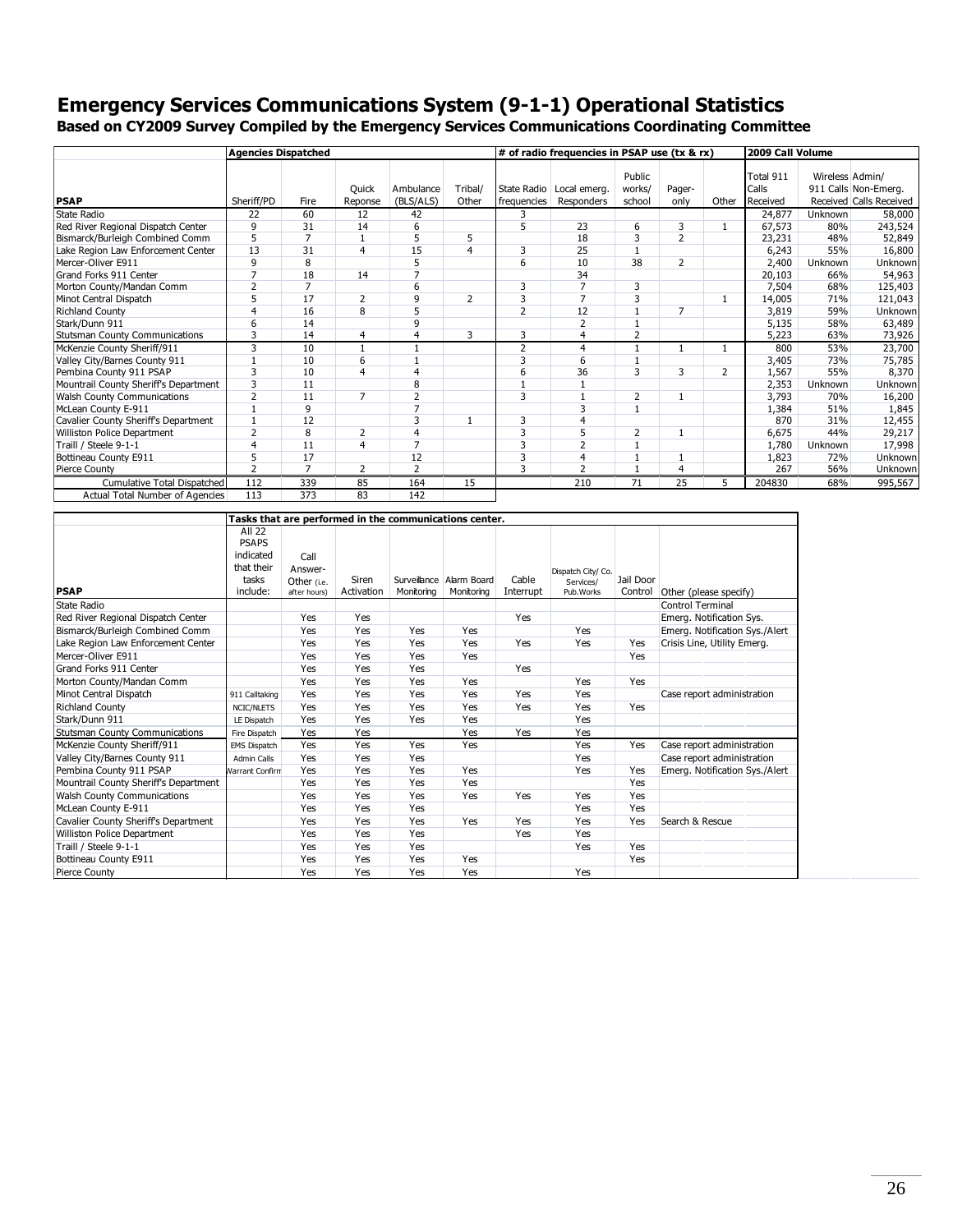# Emergency Services Communications System (9-1-1) Operational Statistics

**Based on CY2009 Survey Compiled by the Emergency Services Communications Coordinating Committee**

| | Agencies Dispatched | | | | | # of radio frequencies in PSAP use (tx & rx) | | | | | 2009 Call Volume | | |
|---|---|---|---|---|---|---|---|---|---|---|---|---|---|
| **PSAP** | Sheriff/PD | Fire | Quick Reponse | Ambulance (BLS/ALS) | Tribal/ Other | State Radio frequencies | Local emerg. Responders | Public works/ school | Pager-only | Other | Total 911 Calls Received | Wireless 911 Calls Received | Admin/ Non-Emerg. Calls Received |
| State Radio | 22 | 60 | 12 | 42 | | 3 | | | | | 24,877 | Unknown | 58,000 |
| Red River Regional Dispatch Center | 9 | 31 | 14 | 6 | | 5 | 23 | 6 | 3 | 1 | 67,573 | 80% | 243,524 |
| Bismarck/Burleigh Combined Comm | 5 | 7 | 1 | 5 | 5 | | 18 | 3 | 2 | | 23,231 | 48% | 52,849 |
| Lake Region Law Enforcement Center | 13 | 31 | 4 | 15 | 4 | 3 | 25 | 1 | | | 6,243 | 55% | 16,800 |
| Mercer-Oliver E911 | 9 | 8 | | 5 | | 6 | 10 | 38 | 2 | | 2,400 | Unknown | Unknown |
| Grand Forks 911 Center | 7 | 18 | 14 | 7 | | | 34 | | | | 20,103 | 66% | 54,963 |
| Morton County/Mandan Comm | 2 | 7 | | 6 | | 3 | 7 | 3 | | | 7,504 | 68% | 125,403 |
| Minot Central Dispatch | 5 | 17 | 2 | 9 | 2 | 3 | 7 | 3 | | 1 | 14,005 | 71% | 121,043 |
| Richland County | 4 | 16 | 8 | 5 | | 2 | 12 | 1 | 7 | | 3,819 | 59% | Unknown |
| Stark/Dunn 911 | 6 | 14 | | 9 | | | 2 | 1 | | | 5,135 | 58% | 63,489 |
| Stutsman County Communications | 3 | 14 | 4 | 4 | 3 | 3 | 4 | 2 | | | 5,223 | 63% | 73,926 |
| McKenzie County Sheriff/911 | 3 | 10 | 1 | 1 | | 2 | 4 | 1 | 1 | 1 | 800 | 53% | 23,700 |
| Valley City/Barnes County 911 | 1 | 10 | 6 | 1 | | 3 | 6 | 1 | | | 3,405 | 73% | 75,785 |
| Pembina County 911 PSAP | 3 | 10 | 4 | 4 | | 6 | 36 | 3 | 3 | 2 | 1,567 | 55% | 8,370 |
| Mountrail County Sheriff's Department | 3 | 11 | | 8 | | 1 | 1 | | | | 2,353 | Unknown | Unknown |
| Walsh County Communications | 2 | 11 | 7 | 2 | | 3 | 1 | 2 | 1 | | 3,793 | 70% | 16,200 |
| McLean County E-911 | 1 | 9 | | 7 | | | 3 | 1 | | | 1,384 | 51% | 1,845 |
| Cavalier County Sheriff's Department | 1 | 12 | | 3 | 1 | 3 | 4 | | | | 870 | 31% | 12,455 |
| Williston Police Department | 2 | 8 | 2 | 4 | | 3 | 5 | 2 | 1 | | 6,675 | 44% | 29,217 |
| Traill / Steele 9-1-1 | 4 | 11 | 4 | 7 | | 3 | 2 | 1 | | | 1,780 | Unknown | 17,998 |
| Bottineau County E911 | 5 | 17 | | 12 | | 3 | 4 | 1 | 1 | | 1,823 | 72% | Unknown |
| Pierce County | 2 | 7 | 2 | 2 | | 3 | 2 | 1 | 4 | | 267 | 56% | Unknown |
| Cumulative Total Dispatched | 112 | 339 | 85 | 164 | 15 | | 210 | 71 | 25 | 5 | 204830 | 68% | 995,567 |
| Actual Total Number of Agencies | 113 | 373 | 83 | 142 | | | | | | | | | |

| | Tasks that are performed in the communications center. | | | | | | | | |
|---|---|---|---|---|---|---|---|---|---|
| **PSAP** | All 22 PSAPS indicated that their tasks include: | Call Answer-Other (i.e. after hours) | Siren Activation | Surveillance Monitoring | Alarm Board Monitoring | Cable Interrupt | Dispatch City/ Co. Services/ Pub.Works | Jail Door Control | Other (please specify) |
| State Radio | | | | | | | | | Control Terminal |
| Red River Regional Dispatch Center | | Yes | Yes | | | Yes | | | Emerg. Notification Sys. |
| Bismarck/Burleigh Combined Comm | | Yes | Yes | Yes | Yes | | Yes | | Emerg. Notification Sys./Alert |
| Lake Region Law Enforcement Center | | Yes | Yes | Yes | Yes | Yes | Yes | Yes | Crisis Line, Utility Emerg. |
| Mercer-Oliver E911 | | Yes | Yes | Yes | Yes | | | Yes | |
| Grand Forks 911 Center | | Yes | Yes | Yes | | Yes | | | |
| Morton County/Mandan Comm | | Yes | Yes | Yes | Yes | | Yes | Yes | |
| Minot Central Dispatch | 911 Calltaking | Yes | Yes | Yes | Yes | Yes | Yes | | Case report administration |
| Richland County | NCIC/NLETS | Yes | Yes | Yes | Yes | Yes | Yes | Yes | |
| Stark/Dunn 911 | LE Dispatch | Yes | Yes | Yes | Yes | | Yes | | |
| Stutsman County Communications | Fire Dispatch | Yes | Yes | | Yes | Yes | Yes | | |
| McKenzie County Sheriff/911 | EMS Dispatch | Yes | Yes | Yes | Yes | | Yes | Yes | Case report administration |
| Valley City/Barnes County 911 | Admin Calls | Yes | Yes | Yes | | | Yes | | Case report administration |
| Pembina County 911 PSAP | Warrant Confirm | Yes | Yes | Yes | Yes | | Yes | Yes | Emerg. Notification Sys./Alert |
| Mountrail County Sheriff's Department | | Yes | Yes | Yes | Yes | | | Yes | |
| Walsh County Communications | | Yes | Yes | Yes | Yes | Yes | Yes | Yes | |
| McLean County E-911 | | Yes | Yes | Yes | | | Yes | Yes | |
| Cavalier County Sheriff's Department | | Yes | Yes | Yes | Yes | Yes | Yes | Yes | Search & Rescue |
| Williston Police Department | | Yes | Yes | Yes | | Yes | Yes | | |
| Traill / Steele 9-1-1 | | Yes | Yes | Yes | | | Yes | Yes | |
| Bottineau County E911 | | Yes | Yes | Yes | Yes | | | Yes | |
| Pierce County | | Yes | Yes | Yes | Yes | | Yes | | |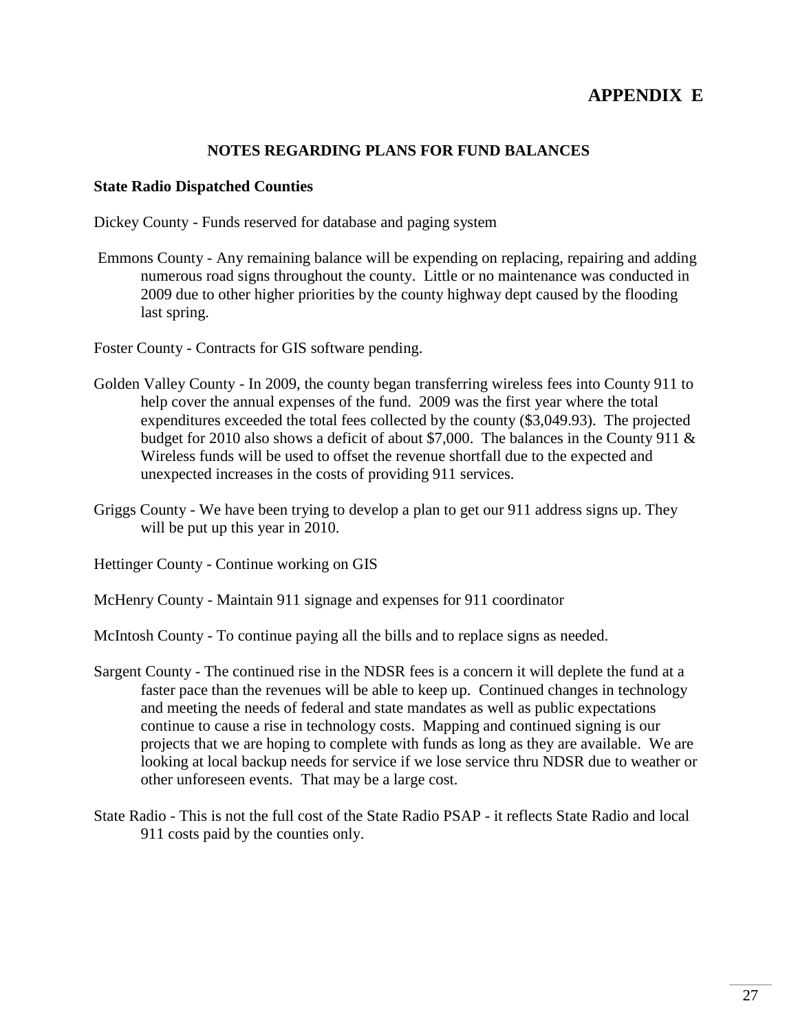# APPENDIX E

## NOTES REGARDING PLANS FOR FUND BALANCES

**State Radio Dispatched Counties**

Dickey County - Funds reserved for database and paging system

Emmons County - Any remaining balance will be expending on replacing, repairing and adding numerous road signs throughout the county. Little or no maintenance was conducted in 2009 due to other higher priorities by the county highway dept caused by the flooding last spring.

Foster County - Contracts for GIS software pending.

Golden Valley County - In 2009, the county began transferring wireless fees into County 911 to help cover the annual expenses of the fund. 2009 was the first year where the total expenditures exceeded the total fees collected by the county ($3,049.93). The projected budget for 2010 also shows a deficit of about $7,000. The balances in the County 911 & Wireless funds will be used to offset the revenue shortfall due to the expected and unexpected increases in the costs of providing 911 services.

Griggs County - We have been trying to develop a plan to get our 911 address signs up. They will be put up this year in 2010.

Hettinger County - Continue working on GIS

McHenry County - Maintain 911 signage and expenses for 911 coordinator

McIntosh County - To continue paying all the bills and to replace signs as needed.

Sargent County - The continued rise in the NDSR fees is a concern it will deplete the fund at a faster pace than the revenues will be able to keep up. Continued changes in technology and meeting the needs of federal and state mandates as well as public expectations continue to cause a rise in technology costs. Mapping and continued signing is our projects that we are hoping to complete with funds as long as they are available. We are looking at local backup needs for service if we lose service thru NDSR due to weather or other unforeseen events. That may be a large cost.

State Radio - This is not the full cost of the State Radio PSAP - it reflects State Radio and local 911 costs paid by the counties only.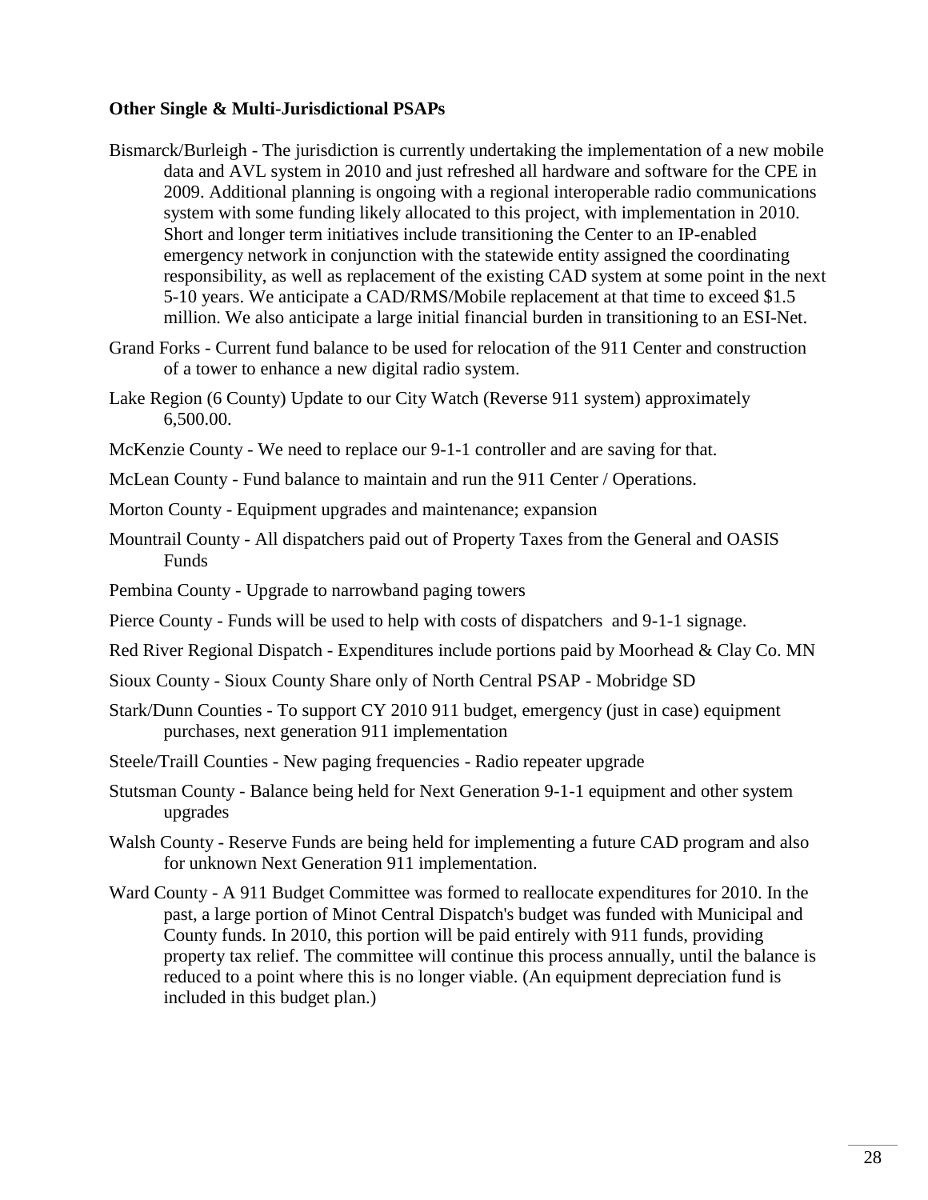**Other Single & Multi-Jurisdictional PSAPs**

Bismarck/Burleigh - The jurisdiction is currently undertaking the implementation of a new mobile data and AVL system in 2010 and just refreshed all hardware and software for the CPE in 2009. Additional planning is ongoing with a regional interoperable radio communications system with some funding likely allocated to this project, with implementation in 2010. Short and longer term initiatives include transitioning the Center to an IP-enabled emergency network in conjunction with the statewide entity assigned the coordinating responsibility, as well as replacement of the existing CAD system at some point in the next 5-10 years. We anticipate a CAD/RMS/Mobile replacement at that time to exceed $1.5 million. We also anticipate a large initial financial burden in transitioning to an ESI-Net.

Grand Forks - Current fund balance to be used for relocation of the 911 Center and construction of a tower to enhance a new digital radio system.

Lake Region (6 County) Update to our City Watch (Reverse 911 system) approximately 6,500.00.

McKenzie County - We need to replace our 9-1-1 controller and are saving for that.

McLean County - Fund balance to maintain and run the 911 Center / Operations.

Morton County - Equipment upgrades and maintenance; expansion

Mountrail County - All dispatchers paid out of Property Taxes from the General and OASIS Funds

Pembina County - Upgrade to narrowband paging towers

Pierce County - Funds will be used to help with costs of dispatchers and 9-1-1 signage.

Red River Regional Dispatch - Expenditures include portions paid by Moorhead & Clay Co. MN

Sioux County - Sioux County Share only of North Central PSAP - Mobridge SD

Stark/Dunn Counties - To support CY 2010 911 budget, emergency (just in case) equipment purchases, next generation 911 implementation

Steele/Traill Counties - New paging frequencies - Radio repeater upgrade

Stutsman County - Balance being held for Next Generation 9-1-1 equipment and other system upgrades

Walsh County - Reserve Funds are being held for implementing a future CAD program and also for unknown Next Generation 911 implementation.

Ward County - A 911 Budget Committee was formed to reallocate expenditures for 2010. In the past, a large portion of Minot Central Dispatch's budget was funded with Municipal and County funds. In 2010, this portion will be paid entirely with 911 funds, providing property tax relief. The committee will continue this process annually, until the balance is reduced to a point where this is no longer viable. (An equipment depreciation fund is included in this budget plan.)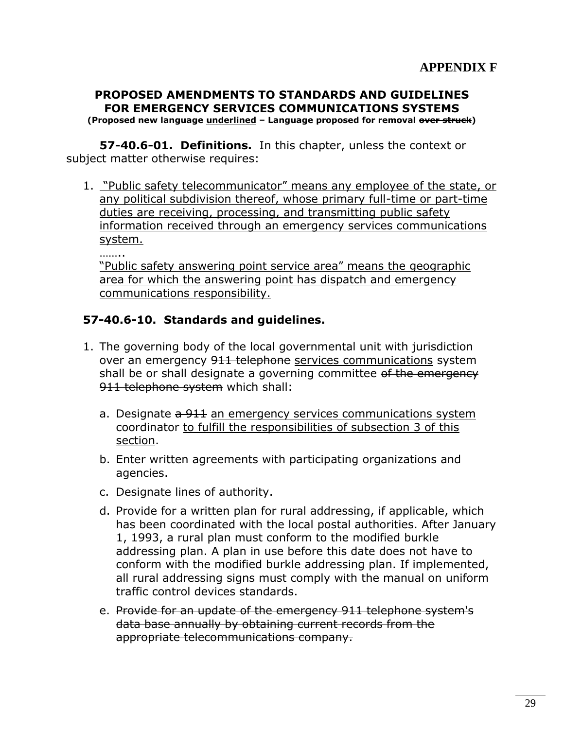**APPENDIX F**

## PROPOSED AMENDMENTS TO STANDARDS AND GUIDELINES FOR EMERGENCY SERVICES COMMUNICATIONS SYSTEMS

**(Proposed new language <u>underlined</u> – Language proposed for removal ~~over struck~~)**

**57-40.6-01. Definitions.** In this chapter, unless the context or subject matter otherwise requires:

1. <u>"Public safety telecommunicator" means any employee of the state, or any political subdivision thereof, whose primary full-time or part-time duties are receiving, processing, and transmitting public safety information received through an emergency services communications system.</u>

   ……..

   <u>"Public safety answering point service area" means the geographic area for which the answering point has dispatch and emergency communications responsibility.</u>

### 57-40.6-10. Standards and guidelines.

1. The governing body of the local governmental unit with jurisdiction over an emergency ~~911 telephone~~ <u>services communications</u> system shall be or shall designate a governing committee ~~of the emergency 911 telephone system~~ which shall:

   a. Designate ~~a 911~~ <u>an emergency services communications system</u> coordinator <u>to fulfill the responsibilities of subsection 3 of this section</u>.

   b. Enter written agreements with participating organizations and agencies.

   c. Designate lines of authority.

   d. Provide for a written plan for rural addressing, if applicable, which has been coordinated with the local postal authorities. After January 1, 1993, a rural plan must conform to the modified burkle addressing plan. A plan in use before this date does not have to conform with the modified burkle addressing plan. If implemented, all rural addressing signs must comply with the manual on uniform traffic control devices standards.

   e. ~~Provide for an update of the emergency 911 telephone system's data base annually by obtaining current records from the appropriate telecommunications company.~~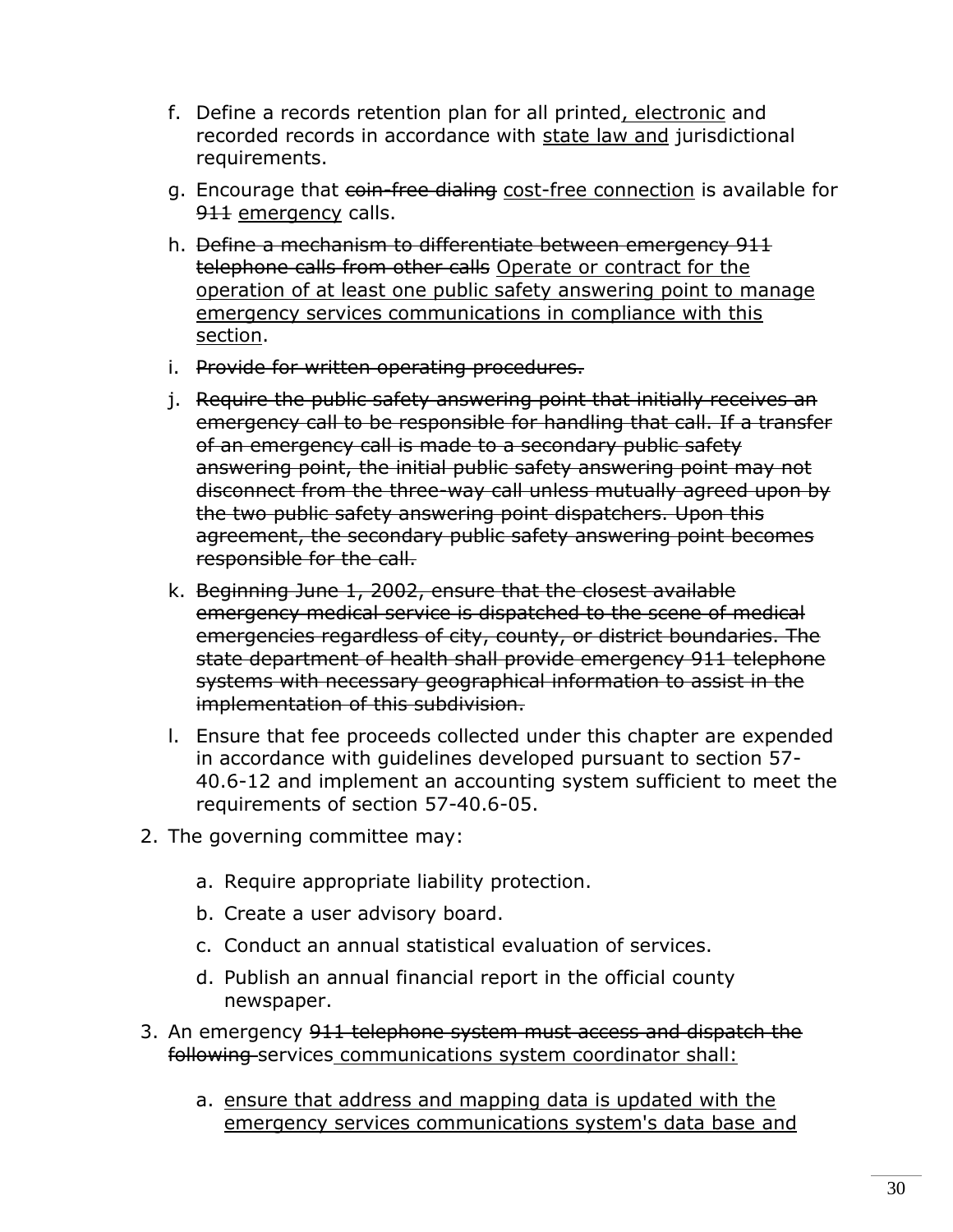f. Define a records retention plan for all printed<u>, electronic</u> and recorded records in accordance with <u>state law and</u> jurisdictional requirements.

g. Encourage that ~~coin-free dialing~~ <u>cost-free connection</u> is available for ~~911~~ <u>emergency</u> calls.

h. ~~Define a mechanism to differentiate between emergency 911 telephone calls from other calls~~ <u>Operate or contract for the operation of at least one public safety answering point to manage emergency services communications in compliance with this section</u>.

i. ~~Provide for written operating procedures.~~

j. ~~Require the public safety answering point that initially receives an emergency call to be responsible for handling that call. If a transfer of an emergency call is made to a secondary public safety answering point, the initial public safety answering point may not disconnect from the three-way call unless mutually agreed upon by the two public safety answering point dispatchers. Upon this agreement, the secondary public safety answering point becomes responsible for the call.~~

k. ~~Beginning June 1, 2002, ensure that the closest available emergency medical service is dispatched to the scene of medical emergencies regardless of city, county, or district boundaries. The state department of health shall provide emergency 911 telephone systems with necessary geographical information to assist in the implementation of this subdivision.~~

l. Ensure that fee proceeds collected under this chapter are expended in accordance with guidelines developed pursuant to section 57-40.6-12 and implement an accounting system sufficient to meet the requirements of section 57-40.6-05.

2. The governing committee may:

   a. Require appropriate liability protection.

   b. Create a user advisory board.

   c. Conduct an annual statistical evaluation of services.

   d. Publish an annual financial report in the official county newspaper.

3. An emergency ~~911 telephone system must access and dispatch the following~~ services<u> communications system coordinator shall:</u>

   a. <u>ensure that address and mapping data is updated with the emergency services communications system's data base and</u>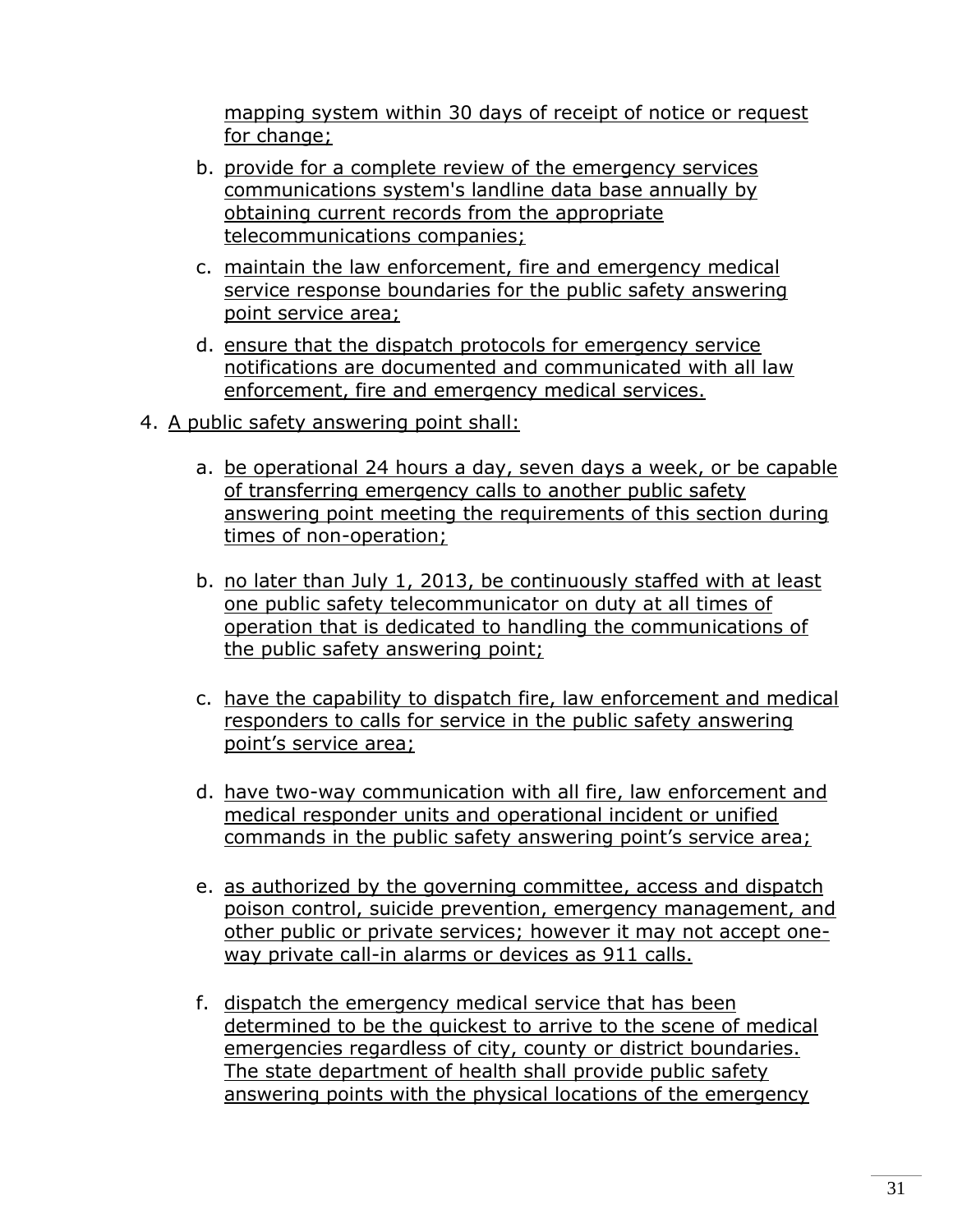mapping system within 30 days of receipt of notice or request for change;

b. provide for a complete review of the emergency services communications system's landline data base annually by obtaining current records from the appropriate telecommunications companies;

c. maintain the law enforcement, fire and emergency medical service response boundaries for the public safety answering point service area;

d. ensure that the dispatch protocols for emergency service notifications are documented and communicated with all law enforcement, fire and emergency medical services.

4. A public safety answering point shall:

   a. be operational 24 hours a day, seven days a week, or be capable of transferring emergency calls to another public safety answering point meeting the requirements of this section during times of non-operation;

   b. no later than July 1, 2013, be continuously staffed with at least one public safety telecommunicator on duty at all times of operation that is dedicated to handling the communications of the public safety answering point;

   c. have the capability to dispatch fire, law enforcement and medical responders to calls for service in the public safety answering point's service area;

   d. have two-way communication with all fire, law enforcement and medical responder units and operational incident or unified commands in the public safety answering point's service area;

   e. as authorized by the governing committee, access and dispatch poison control, suicide prevention, emergency management, and other public or private services; however it may not accept one-way private call-in alarms or devices as 911 calls.

   f. dispatch the emergency medical service that has been determined to be the quickest to arrive to the scene of medical emergencies regardless of city, county or district boundaries. The state department of health shall provide public safety answering points with the physical locations of the emergency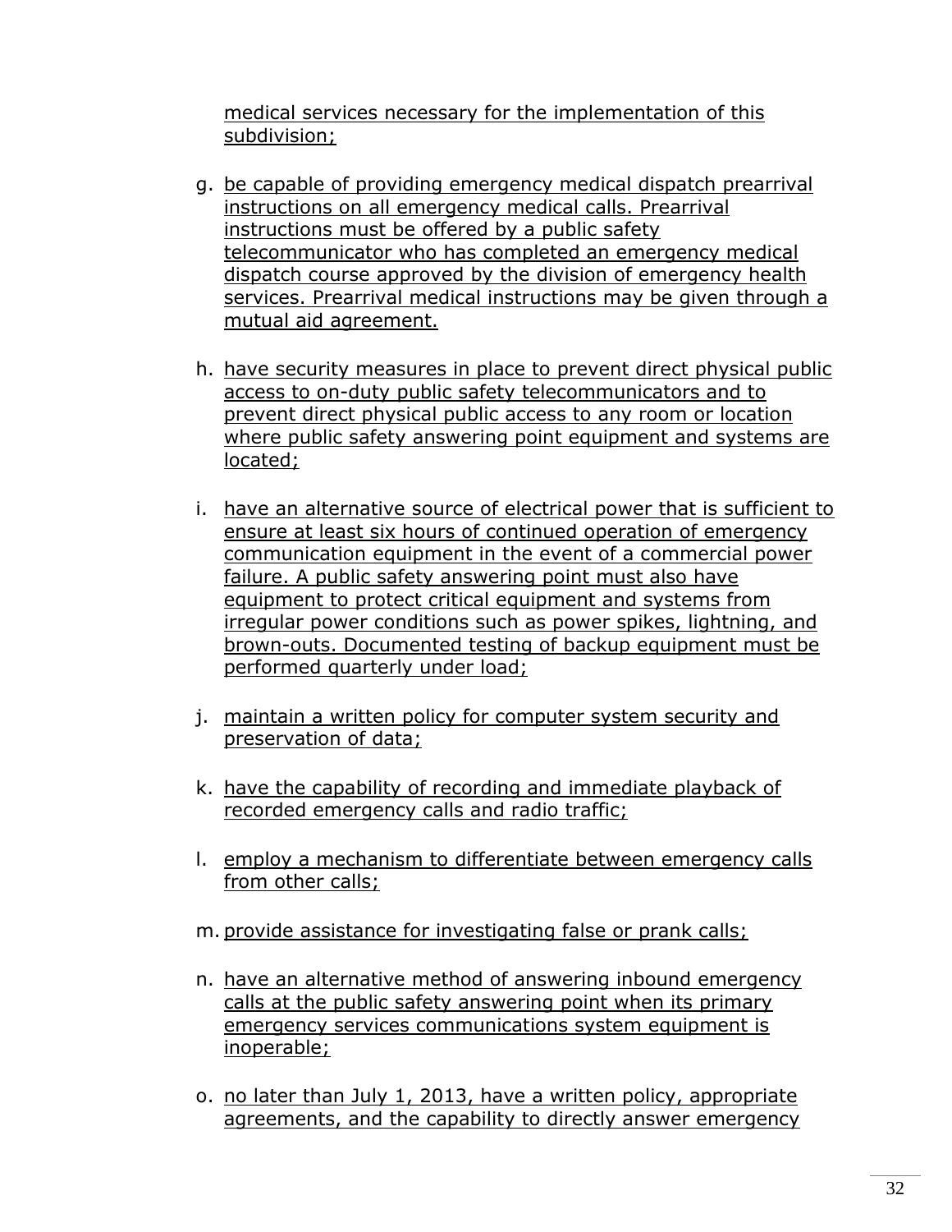medical services necessary for the implementation of this subdivision;

g. be capable of providing emergency medical dispatch prearrival instructions on all emergency medical calls. Prearrival instructions must be offered by a public safety telecommunicator who has completed an emergency medical dispatch course approved by the division of emergency health services. Prearrival medical instructions may be given through a mutual aid agreement.

h. have security measures in place to prevent direct physical public access to on-duty public safety telecommunicators and to prevent direct physical public access to any room or location where public safety answering point equipment and systems are located;

i. have an alternative source of electrical power that is sufficient to ensure at least six hours of continued operation of emergency communication equipment in the event of a commercial power failure. A public safety answering point must also have equipment to protect critical equipment and systems from irregular power conditions such as power spikes, lightning, and brown-outs. Documented testing of backup equipment must be performed quarterly under load;

j. maintain a written policy for computer system security and preservation of data;

k. have the capability of recording and immediate playback of recorded emergency calls and radio traffic;

l. employ a mechanism to differentiate between emergency calls from other calls;

m. provide assistance for investigating false or prank calls;

n. have an alternative method of answering inbound emergency calls at the public safety answering point when its primary emergency services communications system equipment is inoperable;

o. no later than July 1, 2013, have a written policy, appropriate agreements, and the capability to directly answer emergency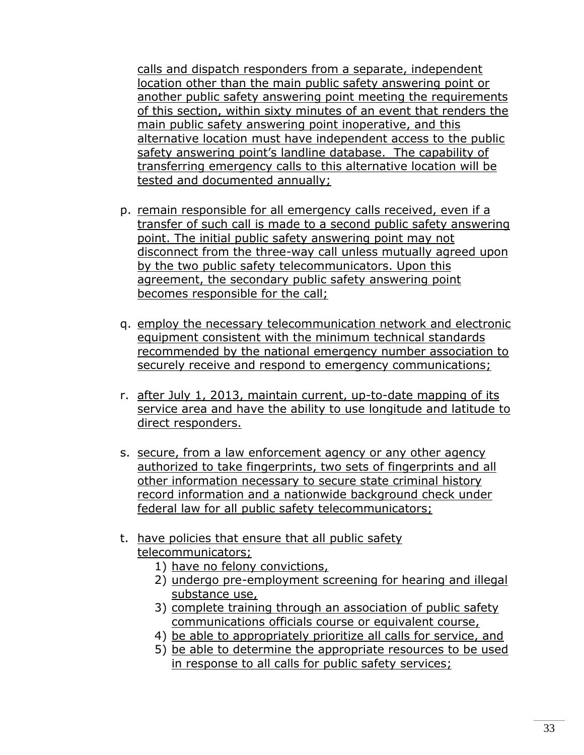calls and dispatch responders from a separate, independent location other than the main public safety answering point or another public safety answering point meeting the requirements of this section, within sixty minutes of an event that renders the main public safety answering point inoperative, and this alternative location must have independent access to the public safety answering point's landline database. The capability of transferring emergency calls to this alternative location will be tested and documented annually;

p. remain responsible for all emergency calls received, even if a transfer of such call is made to a second public safety answering point. The initial public safety answering point may not disconnect from the three-way call unless mutually agreed upon by the two public safety telecommunicators. Upon this agreement, the secondary public safety answering point becomes responsible for the call;

q. employ the necessary telecommunication network and electronic equipment consistent with the minimum technical standards recommended by the national emergency number association to securely receive and respond to emergency communications;

r. after July 1, 2013, maintain current, up-to-date mapping of its service area and have the ability to use longitude and latitude to direct responders.

s. secure, from a law enforcement agency or any other agency authorized to take fingerprints, two sets of fingerprints and all other information necessary to secure state criminal history record information and a nationwide background check under federal law for all public safety telecommunicators;

t. have policies that ensure that all public safety telecommunicators;
   1) have no felony convictions,
   2) undergo pre-employment screening for hearing and illegal substance use,
   3) complete training through an association of public safety communications officials course or equivalent course,
   4) be able to appropriately prioritize all calls for service, and
   5) be able to determine the appropriate resources to be used in response to all calls for public safety services;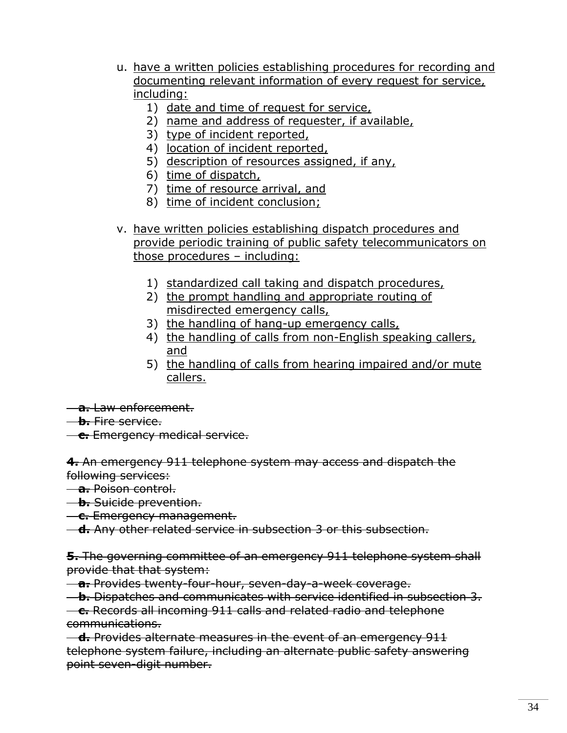u. <u>have a written policies establishing procedures for recording and documenting relevant information of every request for service, including:</u>
    1) <u>date and time of request for service,</u>
    2) <u>name and address of requester, if available,</u>
    3) <u>type of incident reported,</u>
    4) <u>location of incident reported,</u>
    5) <u>description of resources assigned, if any,</u>
    6) <u>time of dispatch,</u>
    7) <u>time of resource arrival, and</u>
    8) <u>time of incident conclusion;</u>

v. <u>have written policies establishing dispatch procedures and provide periodic training of public safety telecommunicators on those procedures – including:</u>

    1) <u>standardized call taking and dispatch procedures,</u>
    2) <u>the prompt handling and appropriate routing of misdirected emergency calls,</u>
    3) <u>the handling of hang-up emergency calls,</u>
    4) <u>the handling of calls from non-English speaking callers, and</u>
    5) <u>the handling of calls from hearing impaired and/or mute callers.</u>

~~**a.** Law enforcement.~~
~~**b.** Fire service.~~
~~**c.** Emergency medical service.~~

~~**4.** An emergency 911 telephone system may access and dispatch the following services:~~
~~**a.** Poison control.~~
~~**b.** Suicide prevention.~~
~~**c.** Emergency management.~~
~~**d.** Any other related service in subsection 3 or this subsection.~~

~~**5.** The governing committee of an emergency 911 telephone system shall provide that that system:~~
~~**a.** Provides twenty-four-hour, seven-day-a-week coverage.~~
~~**b.** Dispatches and communicates with service identified in subsection 3.~~
~~**c.** Records all incoming 911 calls and related radio and telephone communications.~~
~~**d.** Provides alternate measures in the event of an emergency 911 telephone system failure, including an alternate public safety answering point seven-digit number.~~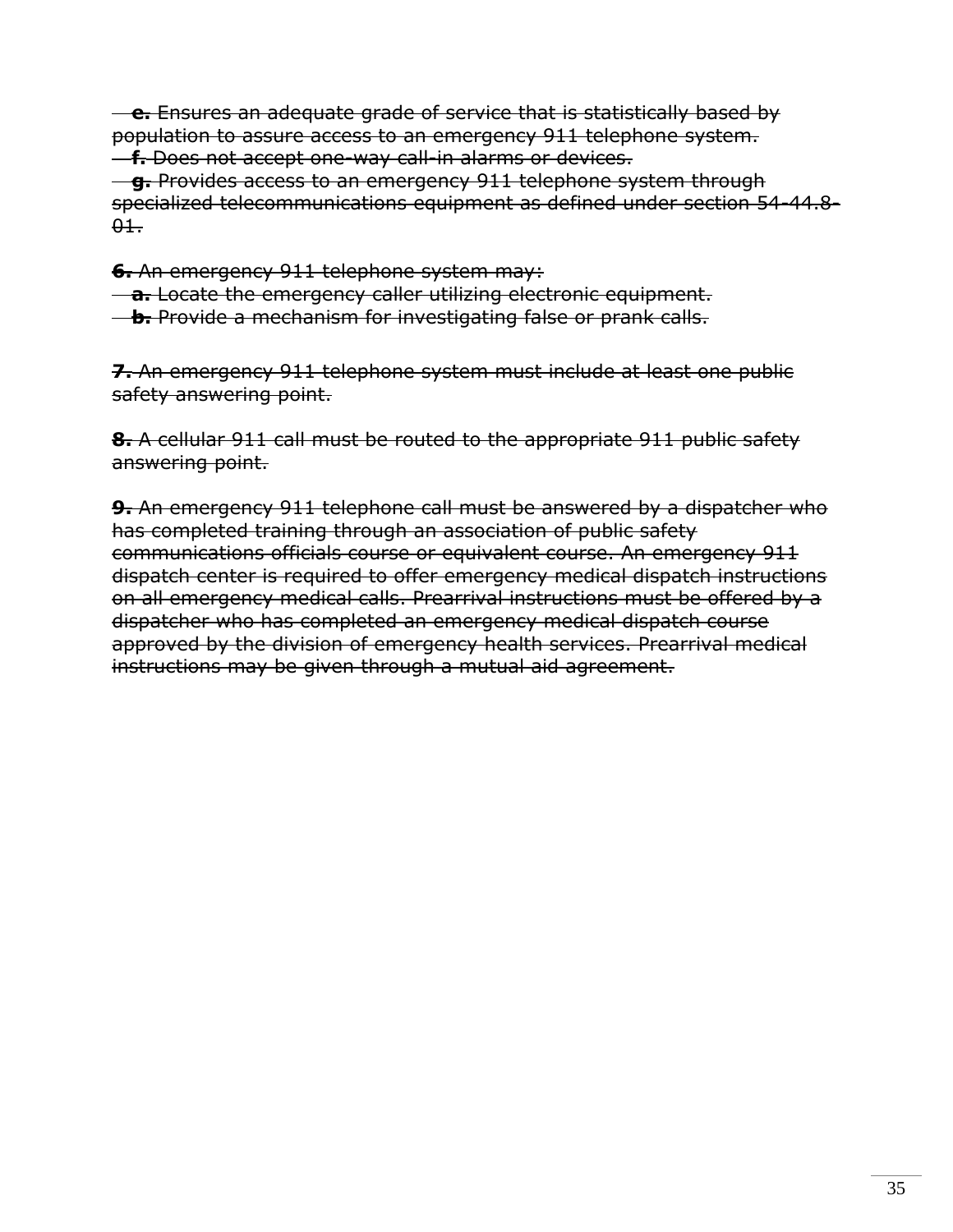~~**e.** Ensures an adequate grade of service that is statistically based by population to assure access to an emergency 911 telephone system.~~
~~**f.** Does not accept one-way call-in alarms or devices.~~
~~**g.** Provides access to an emergency 911 telephone system through specialized telecommunications equipment as defined under section 54-44.8-01.~~

~~**6.** An emergency 911 telephone system may:~~
~~**a.** Locate the emergency caller utilizing electronic equipment.~~
~~**b.** Provide a mechanism for investigating false or prank calls.~~

~~**7.** An emergency 911 telephone system must include at least one public safety answering point.~~

~~**8.** A cellular 911 call must be routed to the appropriate 911 public safety answering point.~~

~~**9.** An emergency 911 telephone call must be answered by a dispatcher who has completed training through an association of public safety communications officials course or equivalent course. An emergency 911 dispatch center is required to offer emergency medical dispatch instructions on all emergency medical calls. Prearrival instructions must be offered by a dispatcher who has completed an emergency medical dispatch course approved by the division of emergency health services. Prearrival medical instructions may be given through a mutual aid agreement.~~